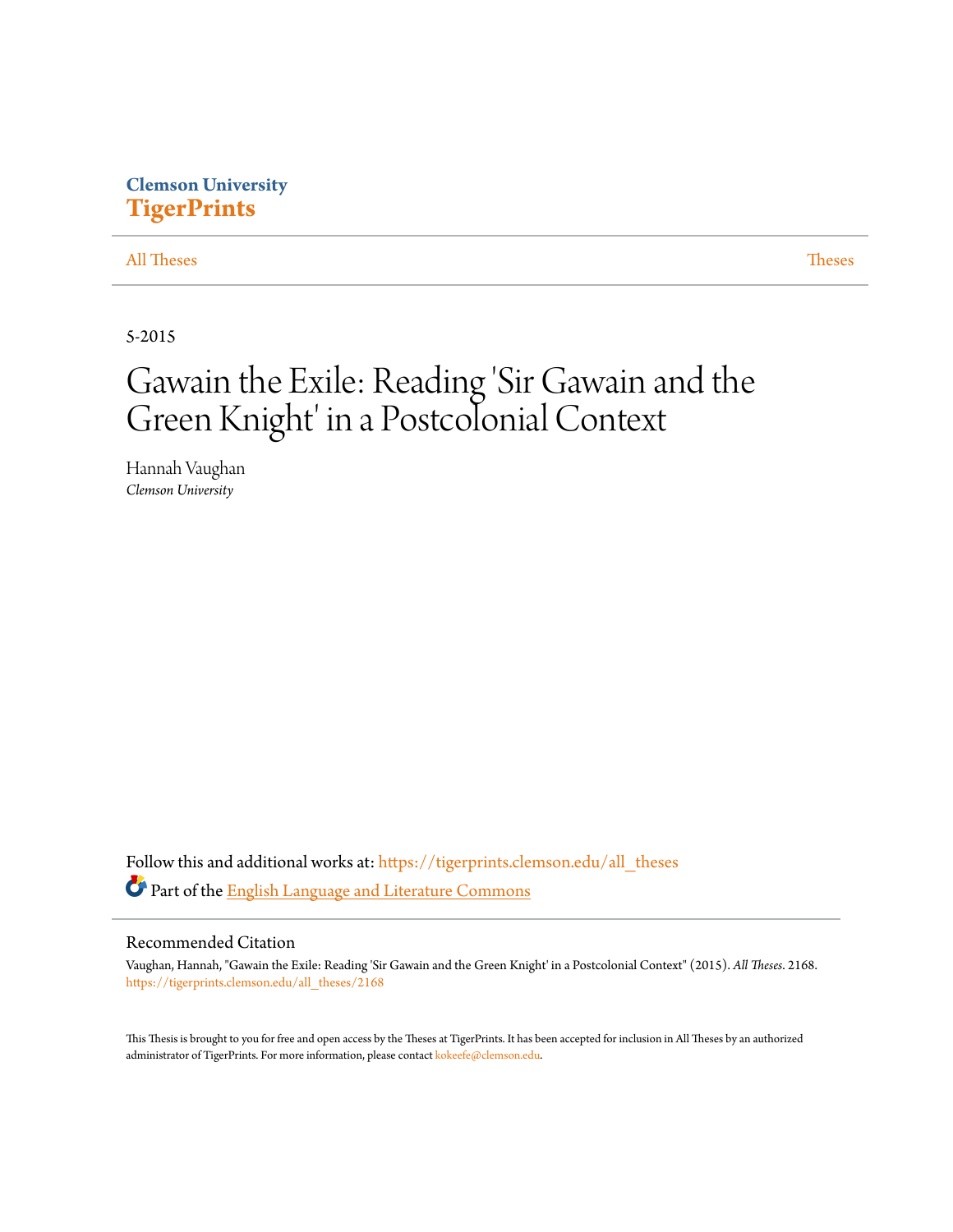Clemson University

**TigerPrints**

All Theses | Theses

5-2015

# Gawain the Exile: Reading 'Sir Gawain and the Green Knight' in a Postcolonial Context

Hannah Vaughan
*Clemson University*

Follow this and additional works at: https://tigerprints.clemson.edu/all_theses

Part of the English Language and Literature Commons

## Recommended Citation

Vaughan, Hannah, "Gawain the Exile: Reading 'Sir Gawain and the Green Knight' in a Postcolonial Context" (2015). *All Theses*. 2168.
https://tigerprints.clemson.edu/all_theses/2168

This Thesis is brought to you for free and open access by the Theses at TigerPrints. It has been accepted for inclusion in All Theses by an authorized administrator of TigerPrints. For more information, please contact kokeefe@clemson.edu.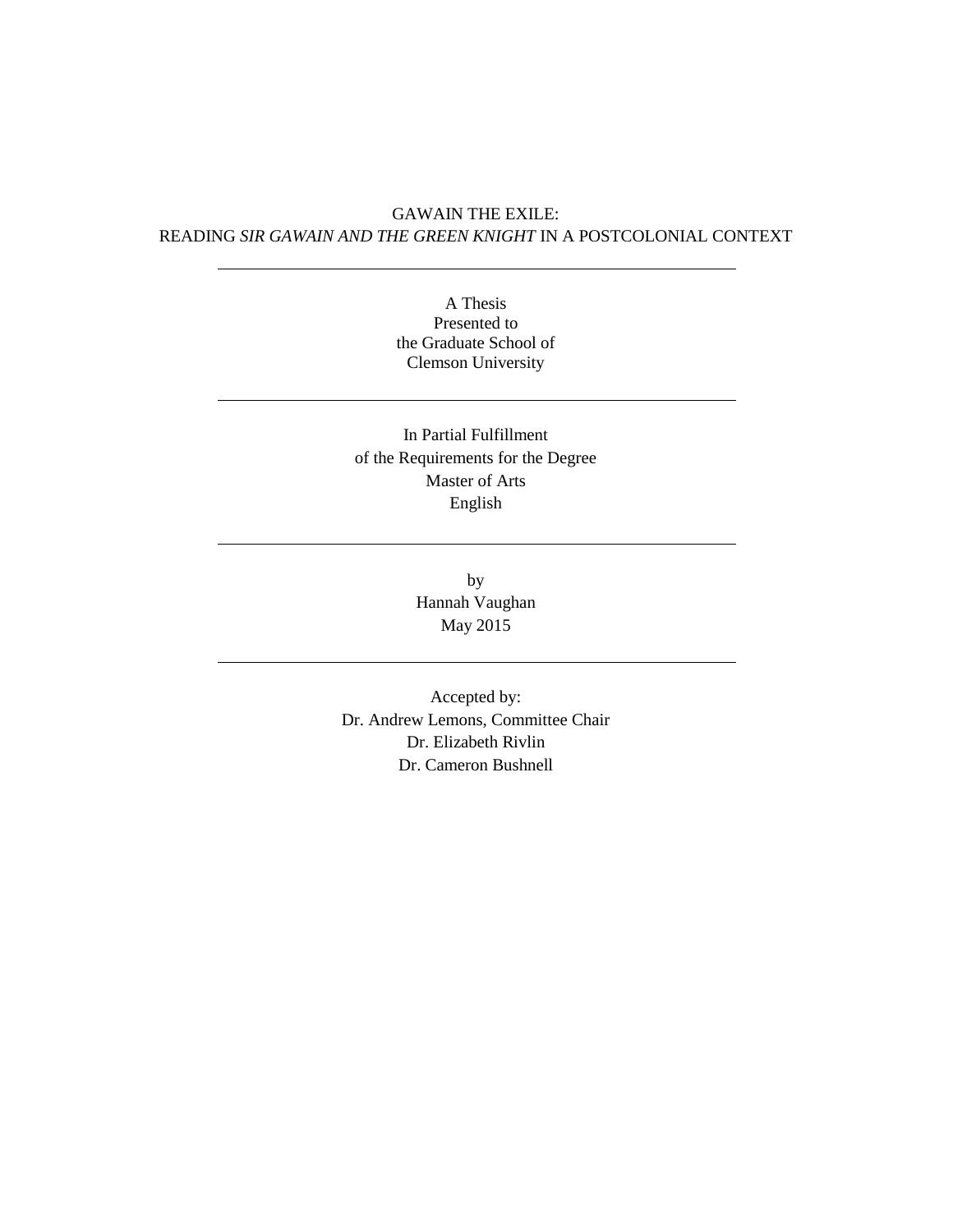# GAWAIN THE EXILE:
# READING *SIR GAWAIN AND THE GREEN KNIGHT* IN A POSTCOLONIAL CONTEXT

---

A Thesis
Presented to
the Graduate School of
Clemson University

---

In Partial Fulfillment
of the Requirements for the Degree
Master of Arts
English

---

by
Hannah Vaughan
May 2015

---

Accepted by:
Dr. Andrew Lemons, Committee Chair
Dr. Elizabeth Rivlin
Dr. Cameron Bushnell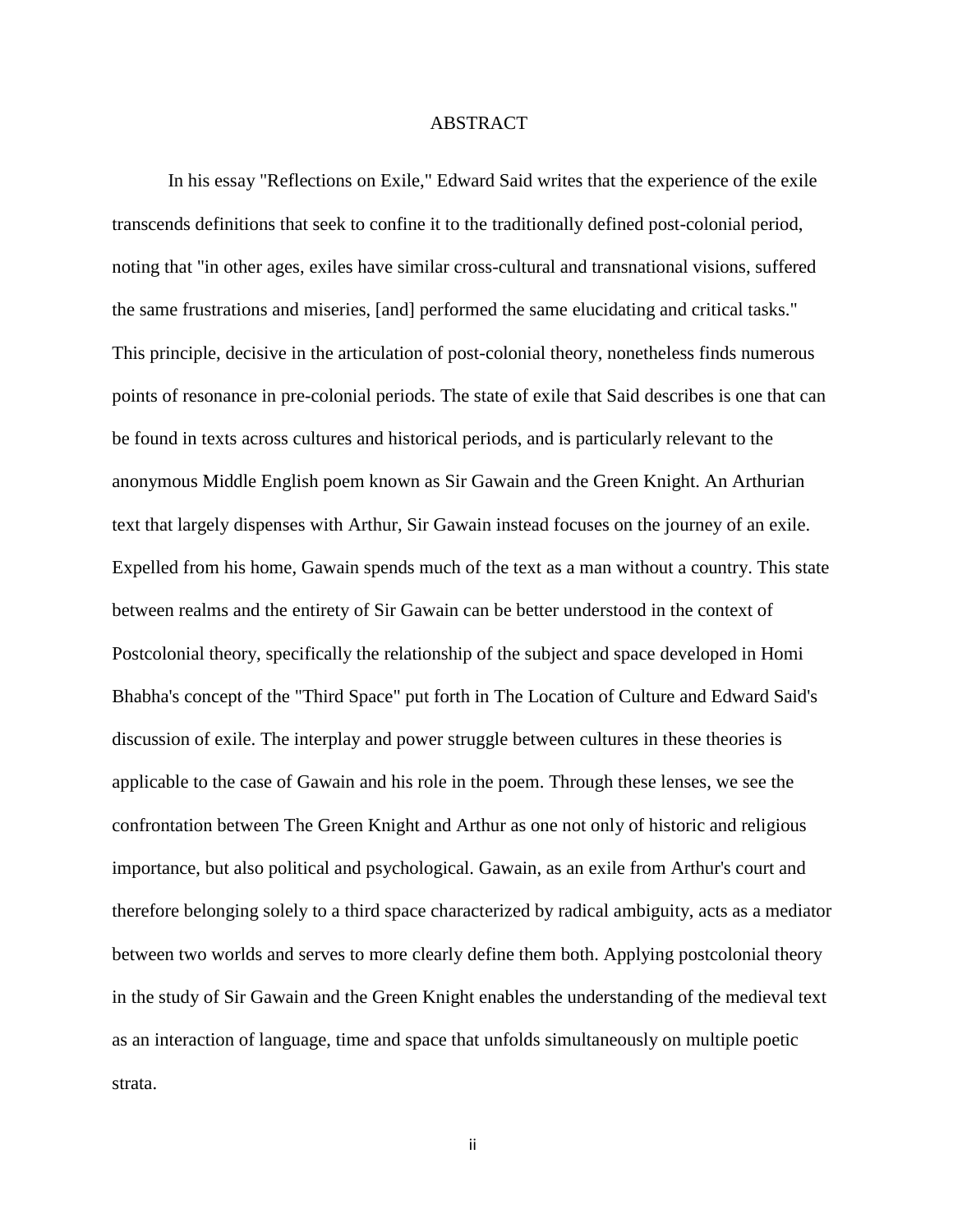# ABSTRACT

In his essay "Reflections on Exile," Edward Said writes that the experience of the exile transcends definitions that seek to confine it to the traditionally defined post-colonial period, noting that "in other ages, exiles have similar cross-cultural and transnational visions, suffered the same frustrations and miseries, [and] performed the same elucidating and critical tasks." This principle, decisive in the articulation of post-colonial theory, nonetheless finds numerous points of resonance in pre-colonial periods. The state of exile that Said describes is one that can be found in texts across cultures and historical periods, and is particularly relevant to the anonymous Middle English poem known as Sir Gawain and the Green Knight. An Arthurian text that largely dispenses with Arthur, Sir Gawain instead focuses on the journey of an exile. Expelled from his home, Gawain spends much of the text as a man without a country. This state between realms and the entirety of Sir Gawain can be better understood in the context of Postcolonial theory, specifically the relationship of the subject and space developed in Homi Bhabha's concept of the "Third Space" put forth in The Location of Culture and Edward Said's discussion of exile. The interplay and power struggle between cultures in these theories is applicable to the case of Gawain and his role in the poem. Through these lenses, we see the confrontation between The Green Knight and Arthur as one not only of historic and religious importance, but also political and psychological. Gawain, as an exile from Arthur's court and therefore belonging solely to a third space characterized by radical ambiguity, acts as a mediator between two worlds and serves to more clearly define them both. Applying postcolonial theory in the study of Sir Gawain and the Green Knight enables the understanding of the medieval text as an interaction of language, time and space that unfolds simultaneously on multiple poetic strata.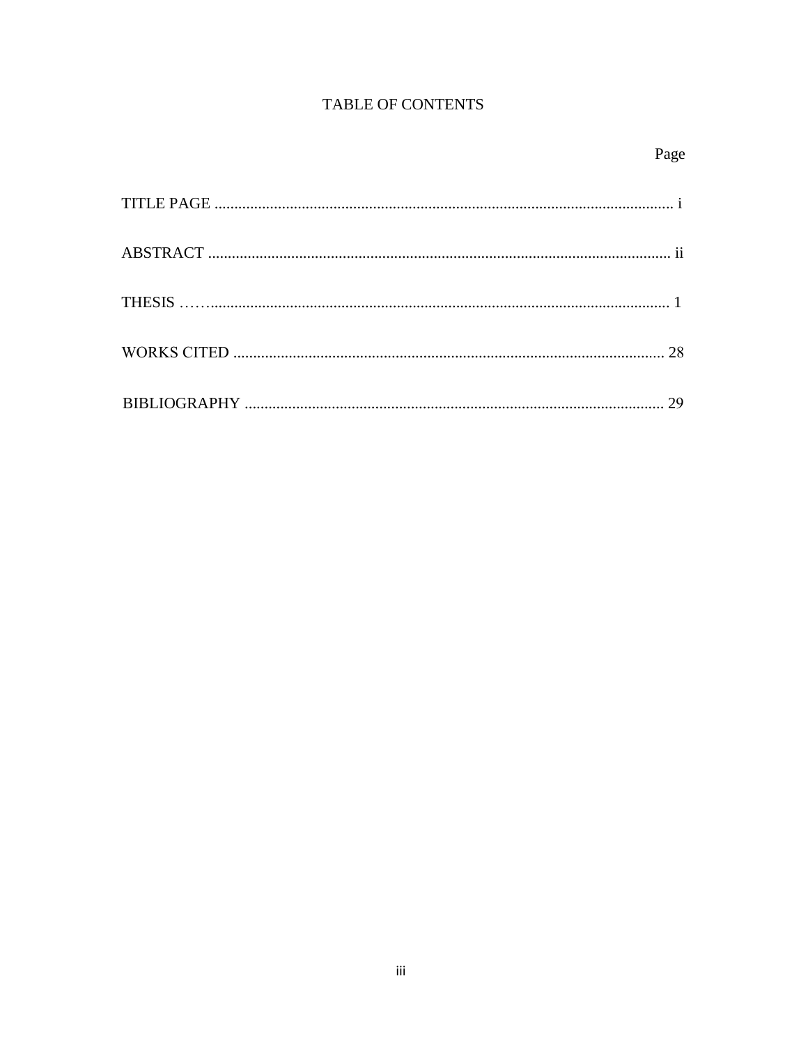# TABLE OF CONTENTS

| | Page |
|---|---|
| TITLE PAGE | i |
| ABSTRACT | ii |
| THESIS | 1 |
| WORKS CITED | 28 |
| BIBLIOGRAPHY | 29 |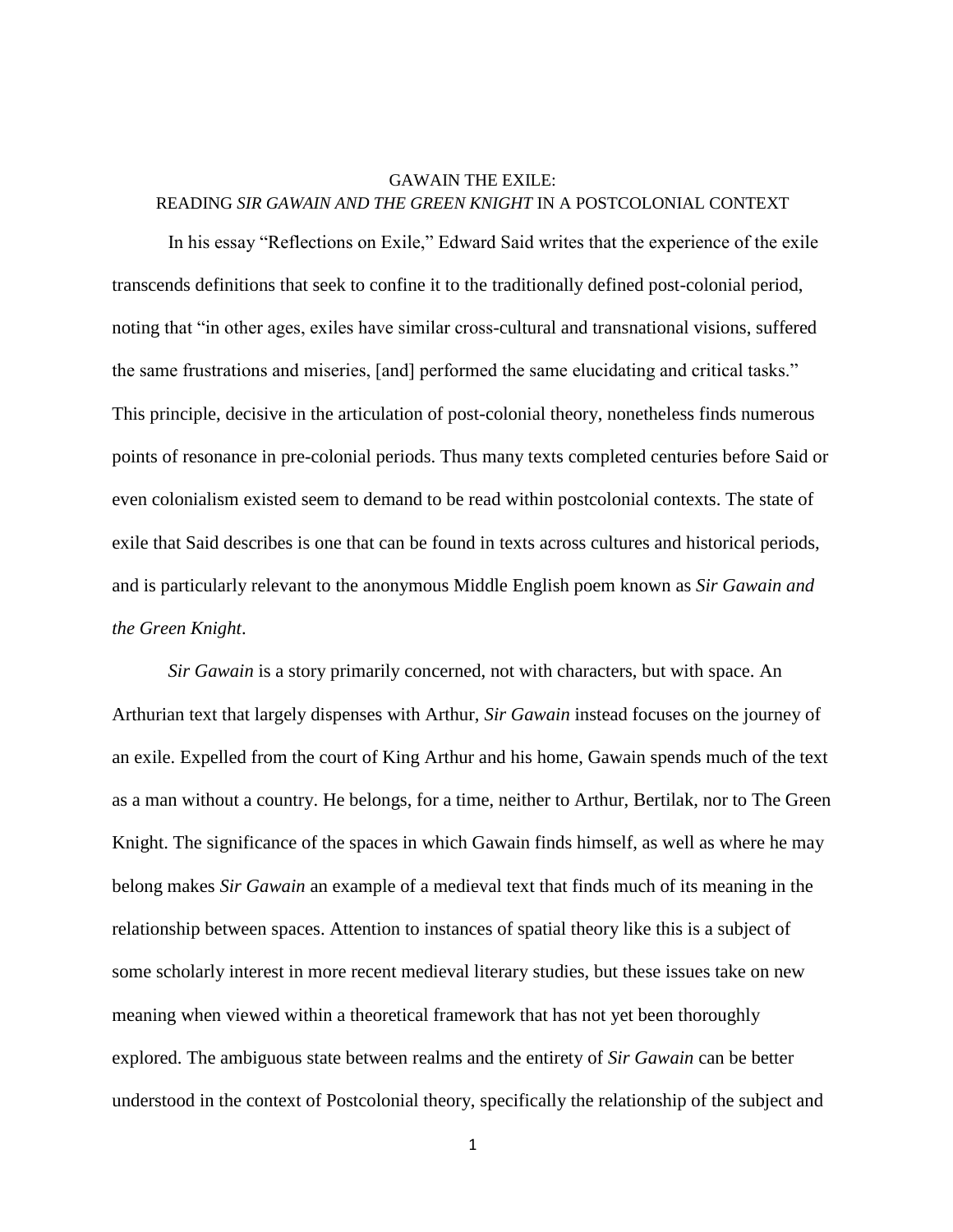GAWAIN THE EXILE:
READING *SIR GAWAIN AND THE GREEN KNIGHT* IN A POSTCOLONIAL CONTEXT

In his essay "Reflections on Exile," Edward Said writes that the experience of the exile transcends definitions that seek to confine it to the traditionally defined post-colonial period, noting that "in other ages, exiles have similar cross-cultural and transnational visions, suffered the same frustrations and miseries, [and] performed the same elucidating and critical tasks." This principle, decisive in the articulation of post-colonial theory, nonetheless finds numerous points of resonance in pre-colonial periods. Thus many texts completed centuries before Said or even colonialism existed seem to demand to be read within postcolonial contexts. The state of exile that Said describes is one that can be found in texts across cultures and historical periods, and is particularly relevant to the anonymous Middle English poem known as *Sir Gawain and the Green Knight*.

*Sir Gawain* is a story primarily concerned, not with characters, but with space. An Arthurian text that largely dispenses with Arthur, *Sir Gawain* instead focuses on the journey of an exile. Expelled from the court of King Arthur and his home, Gawain spends much of the text as a man without a country. He belongs, for a time, neither to Arthur, Bertilak, nor to The Green Knight. The significance of the spaces in which Gawain finds himself, as well as where he may belong makes *Sir Gawain* an example of a medieval text that finds much of its meaning in the relationship between spaces. Attention to instances of spatial theory like this is a subject of some scholarly interest in more recent medieval literary studies, but these issues take on new meaning when viewed within a theoretical framework that has not yet been thoroughly explored. The ambiguous state between realms and the entirety of *Sir Gawain* can be better understood in the context of Postcolonial theory, specifically the relationship of the subject and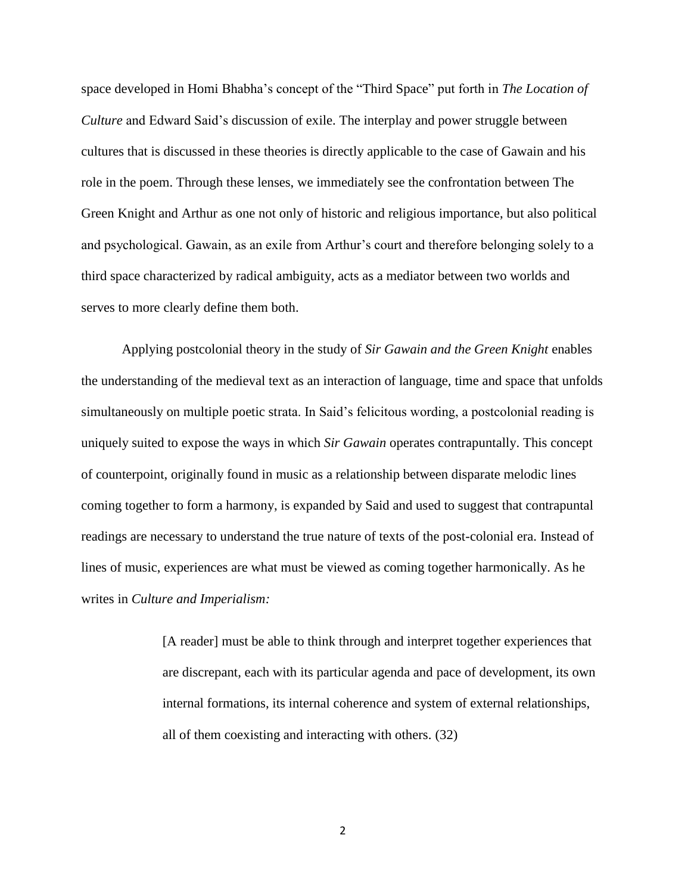space developed in Homi Bhabha's concept of the "Third Space" put forth in *The Location of Culture* and Edward Said's discussion of exile. The interplay and power struggle between cultures that is discussed in these theories is directly applicable to the case of Gawain and his role in the poem. Through these lenses, we immediately see the confrontation between The Green Knight and Arthur as one not only of historic and religious importance, but also political and psychological. Gawain, as an exile from Arthur's court and therefore belonging solely to a third space characterized by radical ambiguity, acts as a mediator between two worlds and serves to more clearly define them both.

Applying postcolonial theory in the study of *Sir Gawain and the Green Knight* enables the understanding of the medieval text as an interaction of language, time and space that unfolds simultaneously on multiple poetic strata. In Said's felicitous wording, a postcolonial reading is uniquely suited to expose the ways in which *Sir Gawain* operates contrapuntally. This concept of counterpoint, originally found in music as a relationship between disparate melodic lines coming together to form a harmony, is expanded by Said and used to suggest that contrapuntal readings are necessary to understand the true nature of texts of the post-colonial era. Instead of lines of music, experiences are what must be viewed as coming together harmonically. As he writes in *Culture and Imperialism:*

> [A reader] must be able to think through and interpret together experiences that are discrepant, each with its particular agenda and pace of development, its own internal formations, its internal coherence and system of external relationships, all of them coexisting and interacting with others. (32)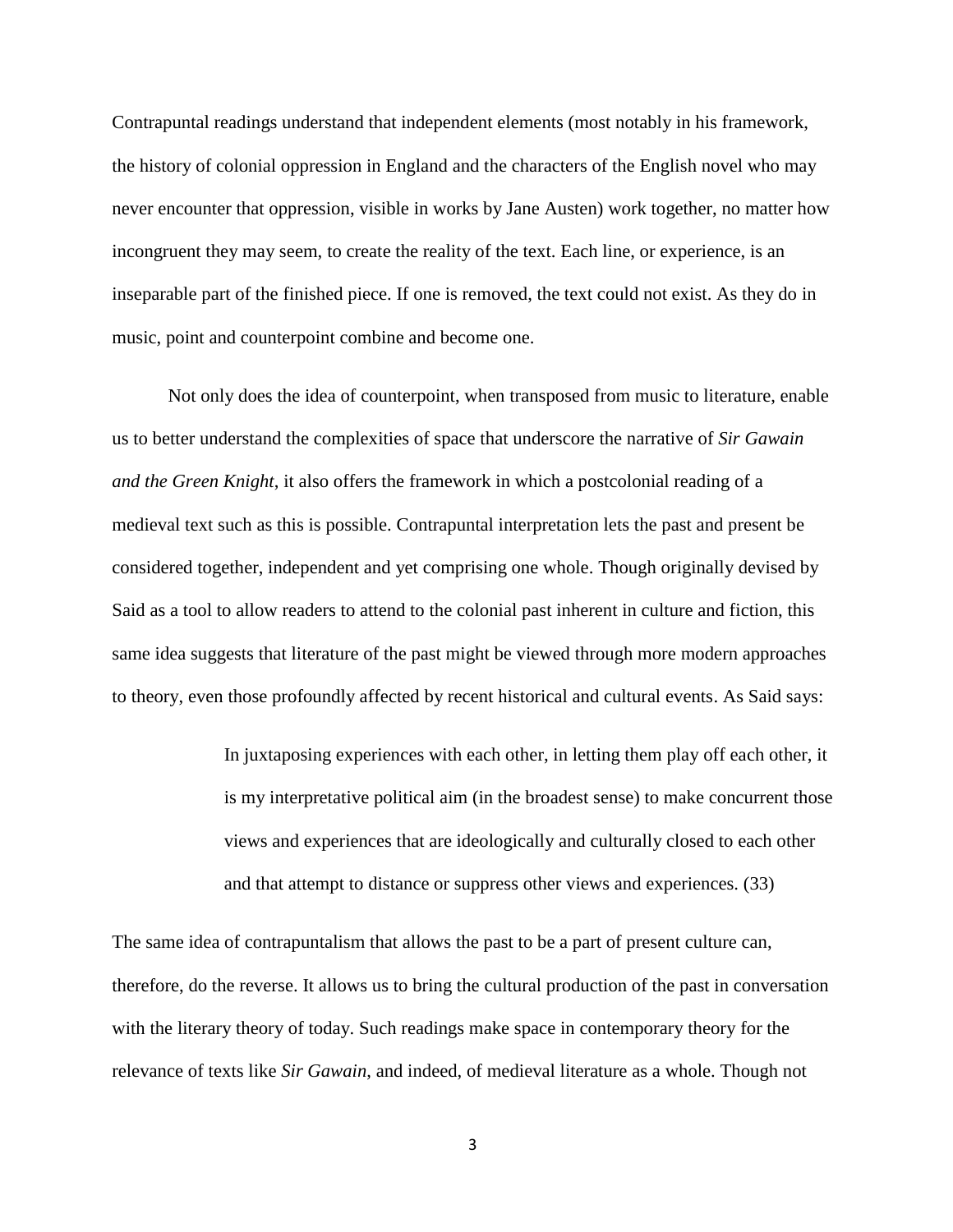Contrapuntal readings understand that independent elements (most notably in his framework, the history of colonial oppression in England and the characters of the English novel who may never encounter that oppression, visible in works by Jane Austen) work together, no matter how incongruent they may seem, to create the reality of the text. Each line, or experience, is an inseparable part of the finished piece. If one is removed, the text could not exist. As they do in music, point and counterpoint combine and become one.

Not only does the idea of counterpoint, when transposed from music to literature, enable us to better understand the complexities of space that underscore the narrative of *Sir Gawain and the Green Knight*, it also offers the framework in which a postcolonial reading of a medieval text such as this is possible. Contrapuntal interpretation lets the past and present be considered together, independent and yet comprising one whole. Though originally devised by Said as a tool to allow readers to attend to the colonial past inherent in culture and fiction, this same idea suggests that literature of the past might be viewed through more modern approaches to theory, even those profoundly affected by recent historical and cultural events. As Said says:

> In juxtaposing experiences with each other, in letting them play off each other, it is my interpretative political aim (in the broadest sense) to make concurrent those views and experiences that are ideologically and culturally closed to each other and that attempt to distance or suppress other views and experiences. (33)

The same idea of contrapuntalism that allows the past to be a part of present culture can, therefore, do the reverse. It allows us to bring the cultural production of the past in conversation with the literary theory of today. Such readings make space in contemporary theory for the relevance of texts like *Sir Gawain*, and indeed, of medieval literature as a whole. Though not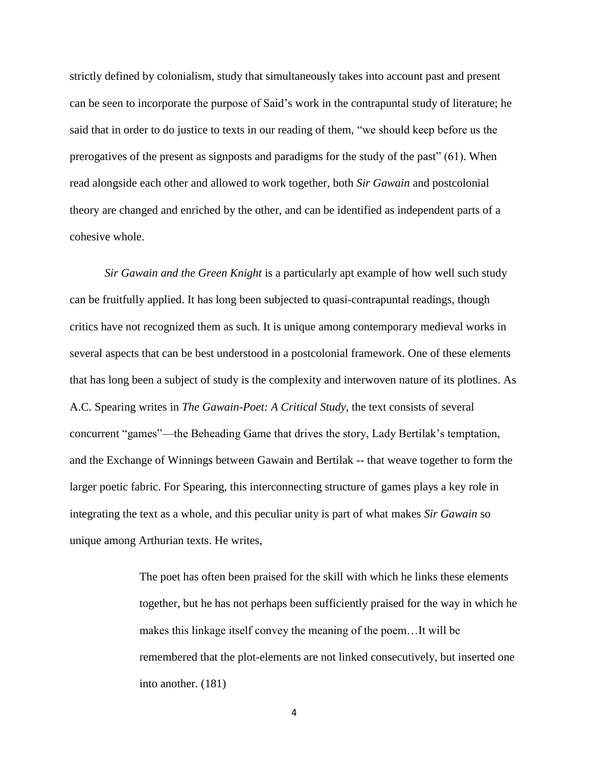strictly defined by colonialism, study that simultaneously takes into account past and present can be seen to incorporate the purpose of Said's work in the contrapuntal study of literature; he said that in order to do justice to texts in our reading of them, "we should keep before us the prerogatives of the present as signposts and paradigms for the study of the past" (61). When read alongside each other and allowed to work together, both *Sir Gawain* and postcolonial theory are changed and enriched by the other, and can be identified as independent parts of a cohesive whole.

*Sir Gawain and the Green Knight* is a particularly apt example of how well such study can be fruitfully applied. It has long been subjected to quasi-contrapuntal readings, though critics have not recognized them as such. It is unique among contemporary medieval works in several aspects that can be best understood in a postcolonial framework. One of these elements that has long been a subject of study is the complexity and interwoven nature of its plotlines. As A.C. Spearing writes in *The Gawain-Poet: A Critical Study,* the text consists of several concurrent "games"—the Beheading Game that drives the story, Lady Bertilak's temptation, and the Exchange of Winnings between Gawain and Bertilak -- that weave together to form the larger poetic fabric. For Spearing, this interconnecting structure of games plays a key role in integrating the text as a whole, and this peculiar unity is part of what makes *Sir Gawain* so unique among Arthurian texts. He writes,

> The poet has often been praised for the skill with which he links these elements together, but he has not perhaps been sufficiently praised for the way in which he makes this linkage itself convey the meaning of the poem…It will be remembered that the plot-elements are not linked consecutively, but inserted one into another. (181)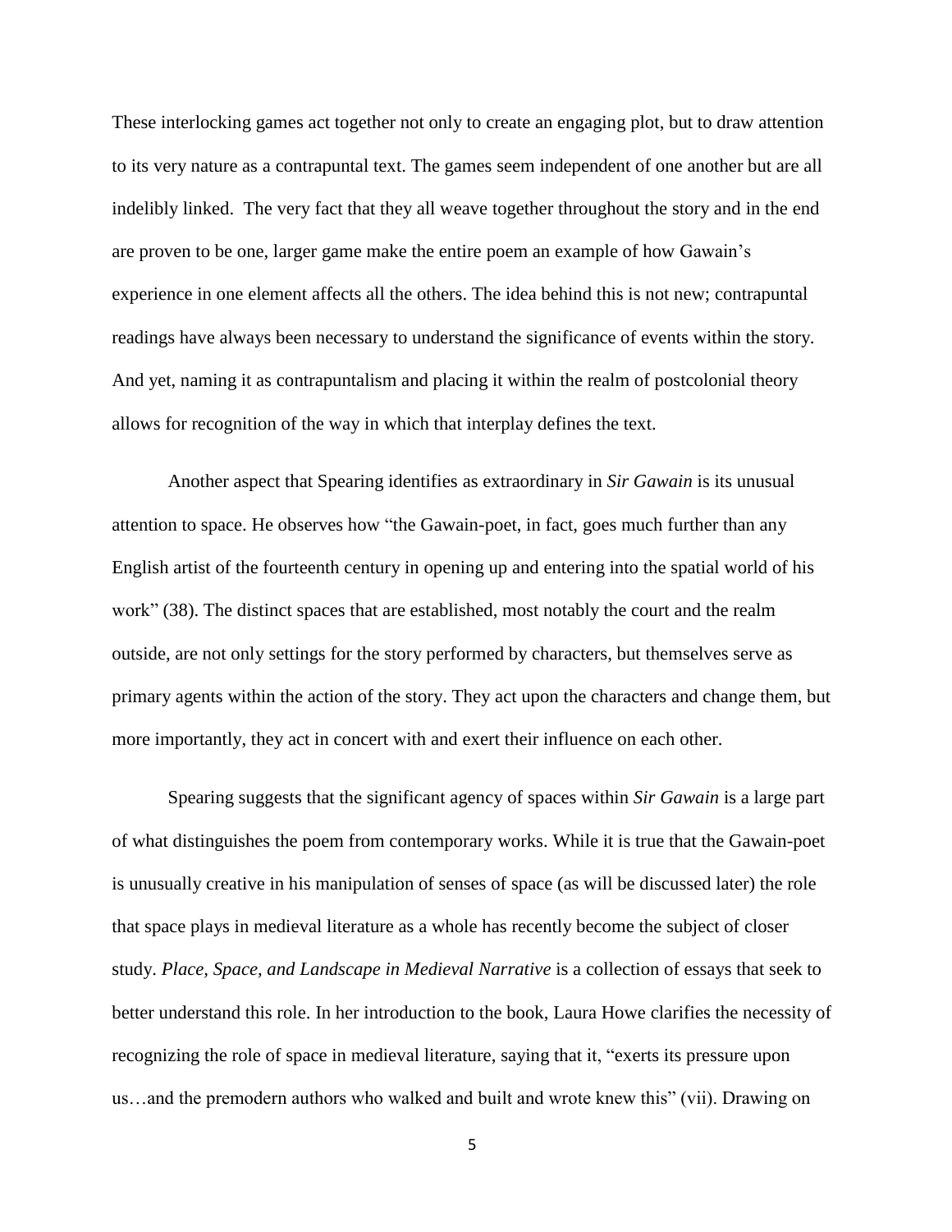These interlocking games act together not only to create an engaging plot, but to draw attention to its very nature as a contrapuntal text. The games seem independent of one another but are all indelibly linked. The very fact that they all weave together throughout the story and in the end are proven to be one, larger game make the entire poem an example of how Gawain's experience in one element affects all the others. The idea behind this is not new; contrapuntal readings have always been necessary to understand the significance of events within the story. And yet, naming it as contrapuntalism and placing it within the realm of postcolonial theory allows for recognition of the way in which that interplay defines the text.

Another aspect that Spearing identifies as extraordinary in *Sir Gawain* is its unusual attention to space. He observes how "the Gawain-poet, in fact, goes much further than any English artist of the fourteenth century in opening up and entering into the spatial world of his work" (38). The distinct spaces that are established, most notably the court and the realm outside, are not only settings for the story performed by characters, but themselves serve as primary agents within the action of the story. They act upon the characters and change them, but more importantly, they act in concert with and exert their influence on each other.

Spearing suggests that the significant agency of spaces within *Sir Gawain* is a large part of what distinguishes the poem from contemporary works. While it is true that the Gawain-poet is unusually creative in his manipulation of senses of space (as will be discussed later) the role that space plays in medieval literature as a whole has recently become the subject of closer study. *Place, Space, and Landscape in Medieval Narrative* is a collection of essays that seek to better understand this role. In her introduction to the book, Laura Howe clarifies the necessity of recognizing the role of space in medieval literature, saying that it, "exerts its pressure upon us…and the premodern authors who walked and built and wrote knew this" (vii). Drawing on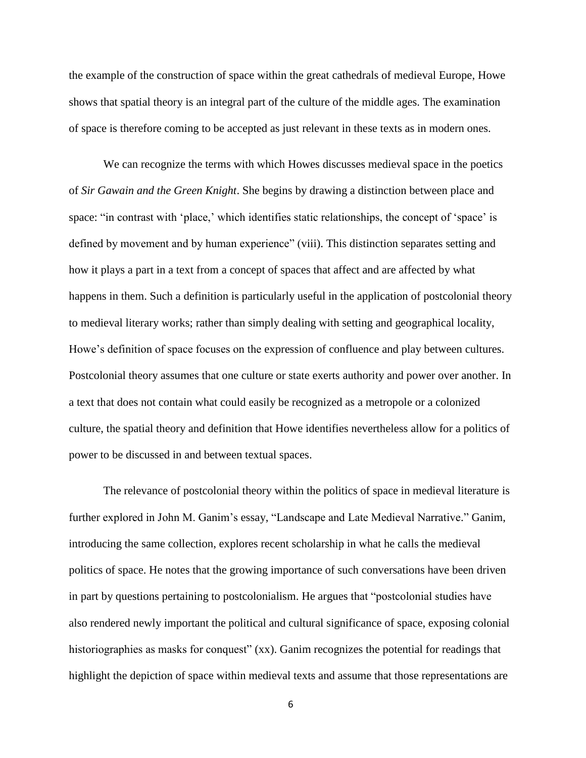the example of the construction of space within the great cathedrals of medieval Europe, Howe shows that spatial theory is an integral part of the culture of the middle ages. The examination of space is therefore coming to be accepted as just relevant in these texts as in modern ones.

We can recognize the terms with which Howes discusses medieval space in the poetics of *Sir Gawain and the Green Knight*. She begins by drawing a distinction between place and space: "in contrast with 'place,' which identifies static relationships, the concept of 'space' is defined by movement and by human experience" (viii). This distinction separates setting and how it plays a part in a text from a concept of spaces that affect and are affected by what happens in them. Such a definition is particularly useful in the application of postcolonial theory to medieval literary works; rather than simply dealing with setting and geographical locality, Howe's definition of space focuses on the expression of confluence and play between cultures. Postcolonial theory assumes that one culture or state exerts authority and power over another. In a text that does not contain what could easily be recognized as a metropole or a colonized culture, the spatial theory and definition that Howe identifies nevertheless allow for a politics of power to be discussed in and between textual spaces.

The relevance of postcolonial theory within the politics of space in medieval literature is further explored in John M. Ganim's essay, "Landscape and Late Medieval Narrative." Ganim, introducing the same collection, explores recent scholarship in what he calls the medieval politics of space. He notes that the growing importance of such conversations have been driven in part by questions pertaining to postcolonialism. He argues that "postcolonial studies have also rendered newly important the political and cultural significance of space, exposing colonial historiographies as masks for conquest" (xx). Ganim recognizes the potential for readings that highlight the depiction of space within medieval texts and assume that those representations are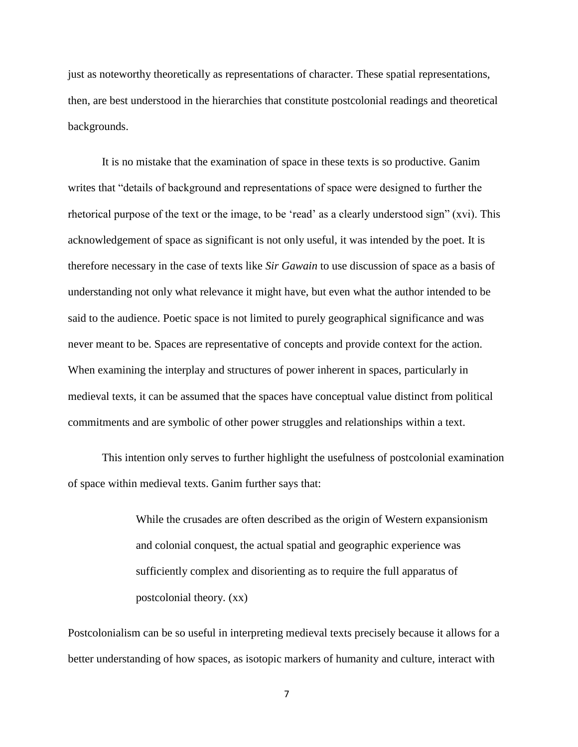just as noteworthy theoretically as representations of character. These spatial representations, then, are best understood in the hierarchies that constitute postcolonial readings and theoretical backgrounds.

It is no mistake that the examination of space in these texts is so productive. Ganim writes that "details of background and representations of space were designed to further the rhetorical purpose of the text or the image, to be 'read' as a clearly understood sign" (xvi). This acknowledgement of space as significant is not only useful, it was intended by the poet. It is therefore necessary in the case of texts like *Sir Gawain* to use discussion of space as a basis of understanding not only what relevance it might have, but even what the author intended to be said to the audience. Poetic space is not limited to purely geographical significance and was never meant to be. Spaces are representative of concepts and provide context for the action. When examining the interplay and structures of power inherent in spaces, particularly in medieval texts, it can be assumed that the spaces have conceptual value distinct from political commitments and are symbolic of other power struggles and relationships within a text.

This intention only serves to further highlight the usefulness of postcolonial examination of space within medieval texts. Ganim further says that:

> While the crusades are often described as the origin of Western expansionism and colonial conquest, the actual spatial and geographic experience was sufficiently complex and disorienting as to require the full apparatus of postcolonial theory. (xx)

Postcolonialism can be so useful in interpreting medieval texts precisely because it allows for a better understanding of how spaces, as isotopic markers of humanity and culture, interact with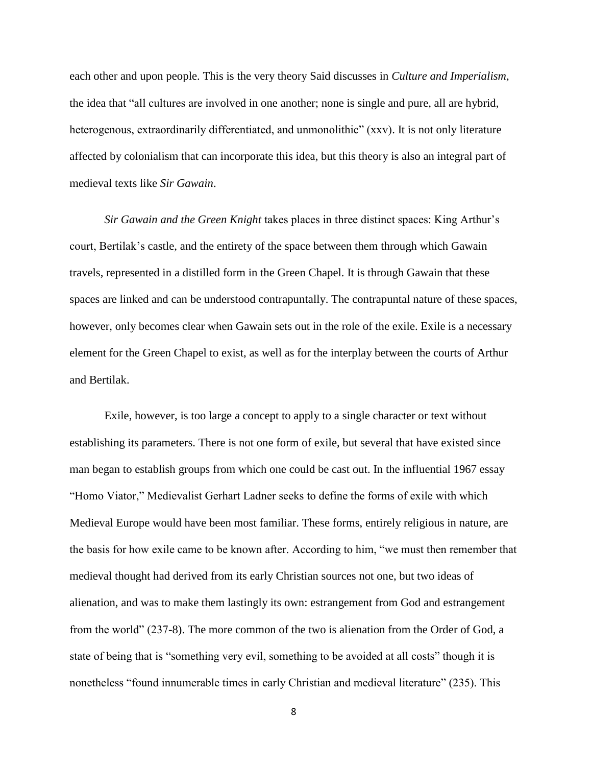each other and upon people. This is the very theory Said discusses in *Culture and Imperialism*, the idea that "all cultures are involved in one another; none is single and pure, all are hybrid, heterogenous, extraordinarily differentiated, and unmonolithic" (xxv). It is not only literature affected by colonialism that can incorporate this idea, but this theory is also an integral part of medieval texts like *Sir Gawain*.

*Sir Gawain and the Green Knight* takes places in three distinct spaces: King Arthur's court, Bertilak's castle, and the entirety of the space between them through which Gawain travels, represented in a distilled form in the Green Chapel. It is through Gawain that these spaces are linked and can be understood contrapuntally. The contrapuntal nature of these spaces, however, only becomes clear when Gawain sets out in the role of the exile. Exile is a necessary element for the Green Chapel to exist, as well as for the interplay between the courts of Arthur and Bertilak.

Exile, however, is too large a concept to apply to a single character or text without establishing its parameters. There is not one form of exile, but several that have existed since man began to establish groups from which one could be cast out. In the influential 1967 essay "Homo Viator," Medievalist Gerhart Ladner seeks to define the forms of exile with which Medieval Europe would have been most familiar. These forms, entirely religious in nature, are the basis for how exile came to be known after. According to him, "we must then remember that medieval thought had derived from its early Christian sources not one, but two ideas of alienation, and was to make them lastingly its own: estrangement from God and estrangement from the world" (237-8). The more common of the two is alienation from the Order of God, a state of being that is "something very evil, something to be avoided at all costs" though it is nonetheless "found innumerable times in early Christian and medieval literature" (235). This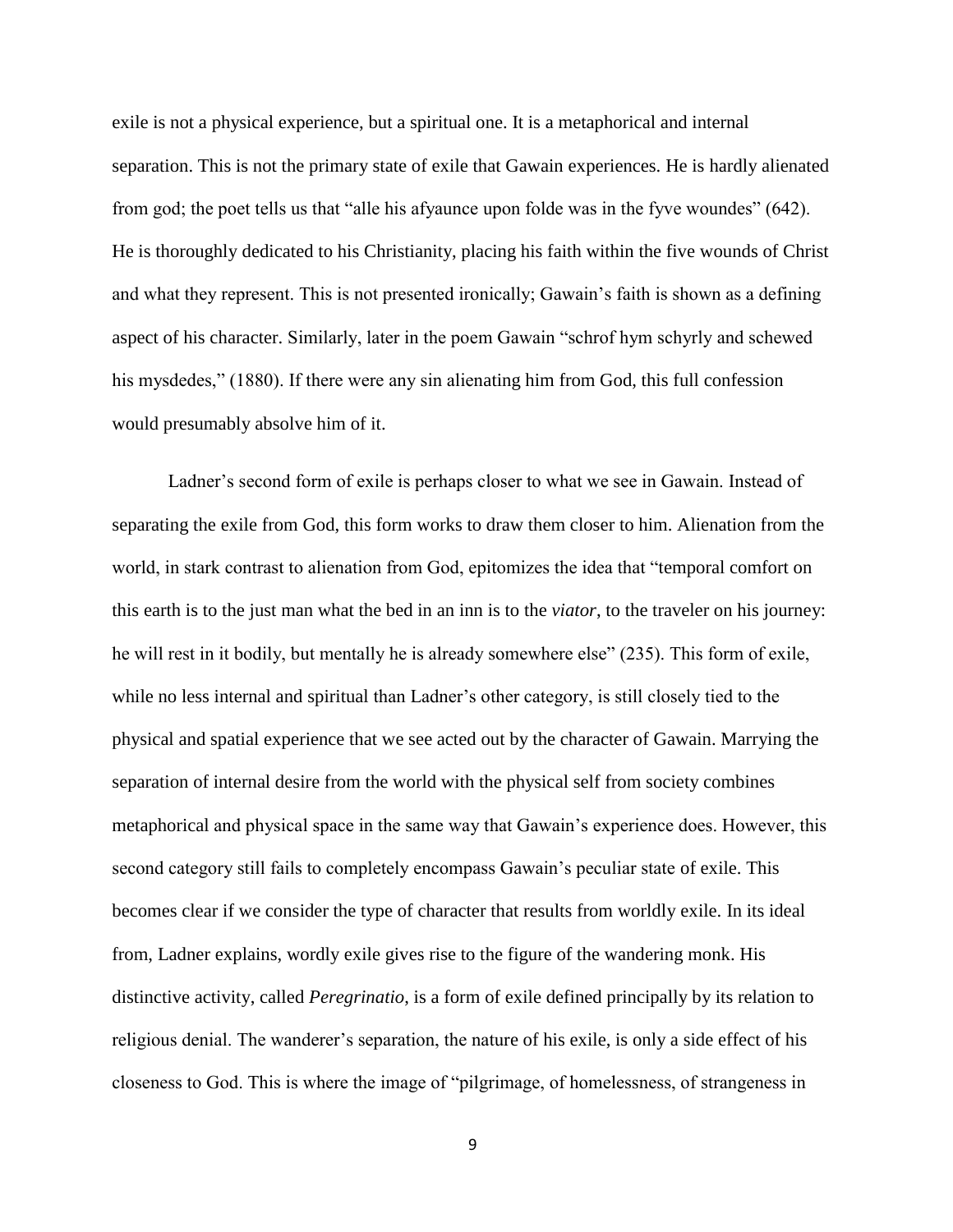exile is not a physical experience, but a spiritual one. It is a metaphorical and internal separation. This is not the primary state of exile that Gawain experiences. He is hardly alienated from god; the poet tells us that "alle his afyaunce upon folde was in the fyve woundes" (642). He is thoroughly dedicated to his Christianity, placing his faith within the five wounds of Christ and what they represent. This is not presented ironically; Gawain's faith is shown as a defining aspect of his character. Similarly, later in the poem Gawain "schrof hym schyrly and schewed his mysdedes," (1880). If there were any sin alienating him from God, this full confession would presumably absolve him of it.

Ladner's second form of exile is perhaps closer to what we see in Gawain. Instead of separating the exile from God, this form works to draw them closer to him. Alienation from the world, in stark contrast to alienation from God, epitomizes the idea that "temporal comfort on this earth is to the just man what the bed in an inn is to the *viator*, to the traveler on his journey: he will rest in it bodily, but mentally he is already somewhere else" (235). This form of exile, while no less internal and spiritual than Ladner's other category, is still closely tied to the physical and spatial experience that we see acted out by the character of Gawain. Marrying the separation of internal desire from the world with the physical self from society combines metaphorical and physical space in the same way that Gawain's experience does. However, this second category still fails to completely encompass Gawain's peculiar state of exile. This becomes clear if we consider the type of character that results from worldly exile. In its ideal from, Ladner explains, wordly exile gives rise to the figure of the wandering monk. His distinctive activity, called *Peregrinatio*, is a form of exile defined principally by its relation to religious denial. The wanderer's separation, the nature of his exile, is only a side effect of his closeness to God. This is where the image of "pilgrimage, of homelessness, of strangeness in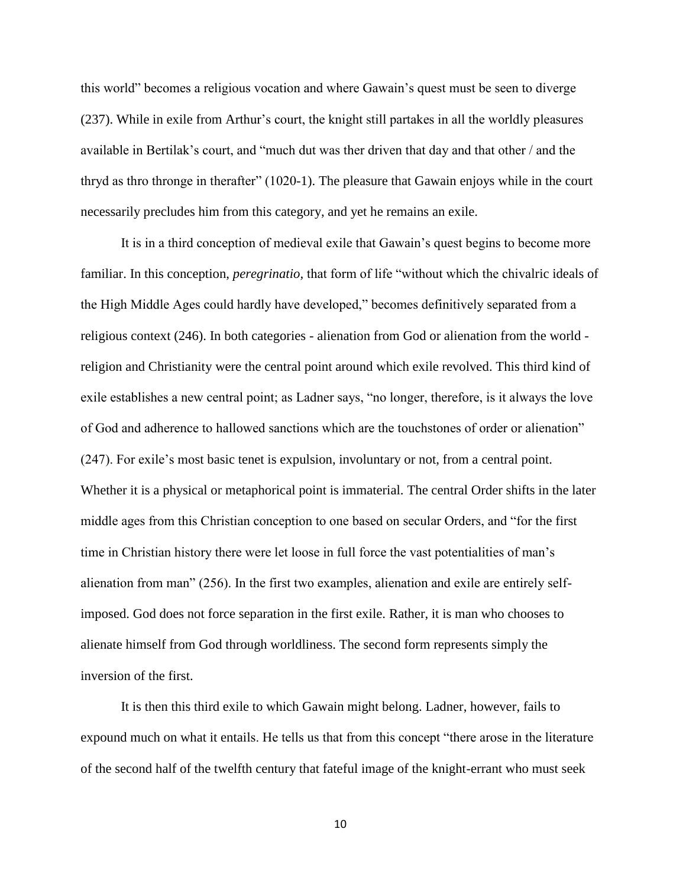this world" becomes a religious vocation and where Gawain's quest must be seen to diverge (237). While in exile from Arthur's court, the knight still partakes in all the worldly pleasures available in Bertilak's court, and "much dut was ther driven that day and that other / and the thryd as thro thronge in therafter" (1020-1). The pleasure that Gawain enjoys while in the court necessarily precludes him from this category, and yet he remains an exile.

It is in a third conception of medieval exile that Gawain's quest begins to become more familiar. In this conception, *peregrinatio,* that form of life "without which the chivalric ideals of the High Middle Ages could hardly have developed," becomes definitively separated from a religious context (246). In both categories - alienation from God or alienation from the world - religion and Christianity were the central point around which exile revolved. This third kind of exile establishes a new central point; as Ladner says, "no longer, therefore, is it always the love of God and adherence to hallowed sanctions which are the touchstones of order or alienation" (247). For exile's most basic tenet is expulsion, involuntary or not, from a central point. Whether it is a physical or metaphorical point is immaterial. The central Order shifts in the later middle ages from this Christian conception to one based on secular Orders, and "for the first time in Christian history there were let loose in full force the vast potentialities of man's alienation from man" (256). In the first two examples, alienation and exile are entirely self-imposed. God does not force separation in the first exile. Rather, it is man who chooses to alienate himself from God through worldliness. The second form represents simply the inversion of the first.

It is then this third exile to which Gawain might belong. Ladner, however, fails to expound much on what it entails. He tells us that from this concept "there arose in the literature of the second half of the twelfth century that fateful image of the knight-errant who must seek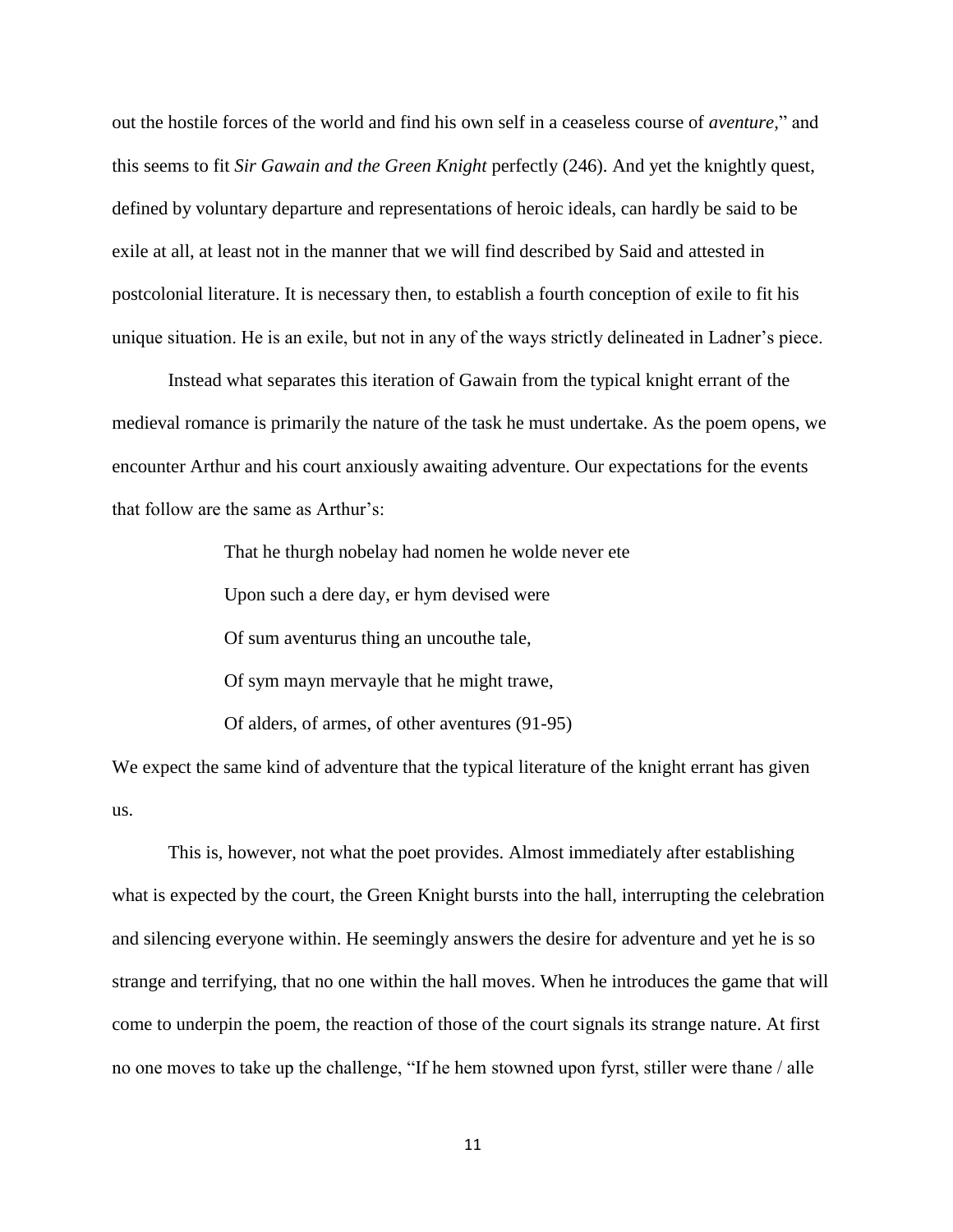out the hostile forces of the world and find his own self in a ceaseless course of *aventure*," and this seems to fit *Sir Gawain and the Green Knight* perfectly (246). And yet the knightly quest, defined by voluntary departure and representations of heroic ideals, can hardly be said to be exile at all, at least not in the manner that we will find described by Said and attested in postcolonial literature. It is necessary then, to establish a fourth conception of exile to fit his unique situation. He is an exile, but not in any of the ways strictly delineated in Ladner's piece.

Instead what separates this iteration of Gawain from the typical knight errant of the medieval romance is primarily the nature of the task he must undertake. As the poem opens, we encounter Arthur and his court anxiously awaiting adventure. Our expectations for the events that follow are the same as Arthur's:

> That he thurgh nobelay had nomen he wolde never ete
>
> Upon such a dere day, er hym devised were
>
> Of sum aventurus thing an uncouthe tale,
>
> Of sym mayn mervayle that he might trawe,
>
> Of alders, of armes, of other aventures (91-95)

We expect the same kind of adventure that the typical literature of the knight errant has given us.

This is, however, not what the poet provides. Almost immediately after establishing what is expected by the court, the Green Knight bursts into the hall, interrupting the celebration and silencing everyone within. He seemingly answers the desire for adventure and yet he is so strange and terrifying, that no one within the hall moves. When he introduces the game that will come to underpin the poem, the reaction of those of the court signals its strange nature. At first no one moves to take up the challenge, "If he hem stowned upon fyrst, stiller were thane / alle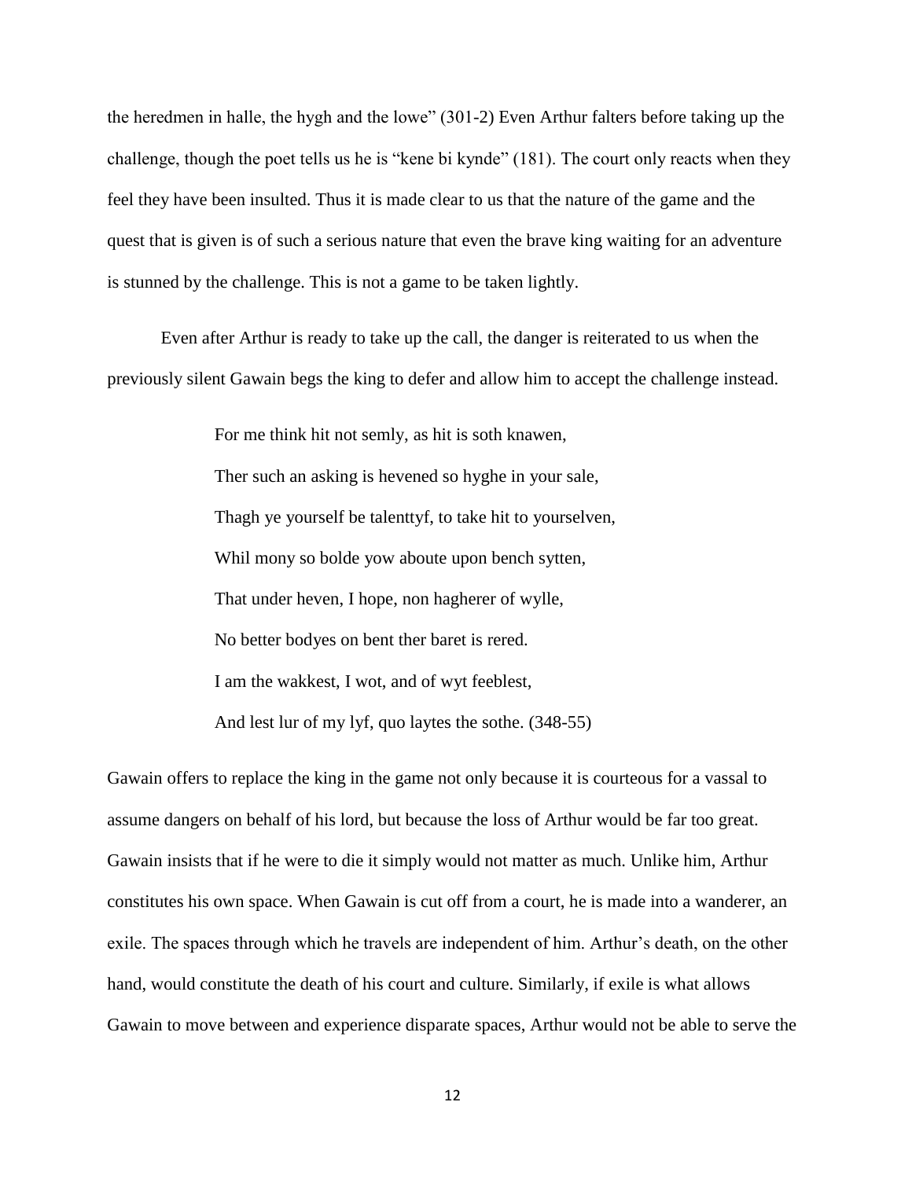the heredmen in halle, the hygh and the lowe" (301-2) Even Arthur falters before taking up the challenge, though the poet tells us he is "kene bi kynde" (181). The court only reacts when they feel they have been insulted. Thus it is made clear to us that the nature of the game and the quest that is given is of such a serious nature that even the brave king waiting for an adventure is stunned by the challenge. This is not a game to be taken lightly.

Even after Arthur is ready to take up the call, the danger is reiterated to us when the previously silent Gawain begs the king to defer and allow him to accept the challenge instead.

> For me think hit not semly, as hit is soth knawen,
> Ther such an asking is hevened so hyghe in your sale,
> Thagh ye yourself be talenttyf, to take hit to yourselven,
> Whil mony so bolde yow aboute upon bench sytten,
> That under heven, I hope, non hagherer of wylle,
> No better bodyes on bent ther baret is rered.
> I am the wakkest, I wot, and of wyt feeblest,
> And lest lur of my lyf, quo laytes the sothe. (348-55)

Gawain offers to replace the king in the game not only because it is courteous for a vassal to assume dangers on behalf of his lord, but because the loss of Arthur would be far too great. Gawain insists that if he were to die it simply would not matter as much. Unlike him, Arthur constitutes his own space. When Gawain is cut off from a court, he is made into a wanderer, an exile. The spaces through which he travels are independent of him. Arthur's death, on the other hand, would constitute the death of his court and culture. Similarly, if exile is what allows Gawain to move between and experience disparate spaces, Arthur would not be able to serve the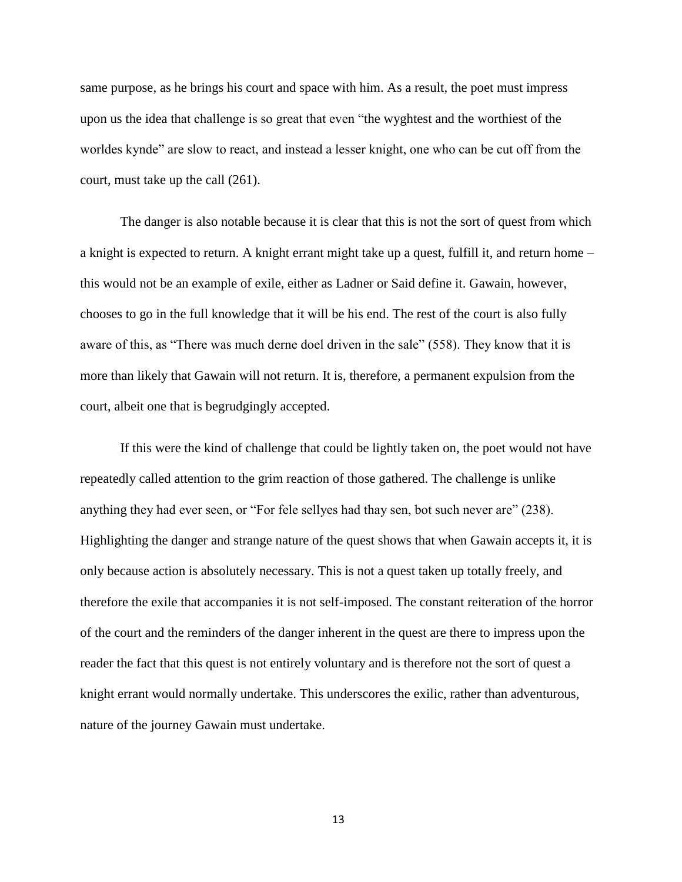same purpose, as he brings his court and space with him. As a result, the poet must impress upon us the idea that challenge is so great that even "the wyghtest and the worthiest of the worldes kynde" are slow to react, and instead a lesser knight, one who can be cut off from the court, must take up the call (261).

The danger is also notable because it is clear that this is not the sort of quest from which a knight is expected to return. A knight errant might take up a quest, fulfill it, and return home – this would not be an example of exile, either as Ladner or Said define it. Gawain, however, chooses to go in the full knowledge that it will be his end. The rest of the court is also fully aware of this, as "There was much derne doel driven in the sale" (558). They know that it is more than likely that Gawain will not return. It is, therefore, a permanent expulsion from the court, albeit one that is begrudgingly accepted.

If this were the kind of challenge that could be lightly taken on, the poet would not have repeatedly called attention to the grim reaction of those gathered. The challenge is unlike anything they had ever seen, or "For fele sellyes had thay sen, bot such never are" (238). Highlighting the danger and strange nature of the quest shows that when Gawain accepts it, it is only because action is absolutely necessary. This is not a quest taken up totally freely, and therefore the exile that accompanies it is not self-imposed. The constant reiteration of the horror of the court and the reminders of the danger inherent in the quest are there to impress upon the reader the fact that this quest is not entirely voluntary and is therefore not the sort of quest a knight errant would normally undertake. This underscores the exilic, rather than adventurous, nature of the journey Gawain must undertake.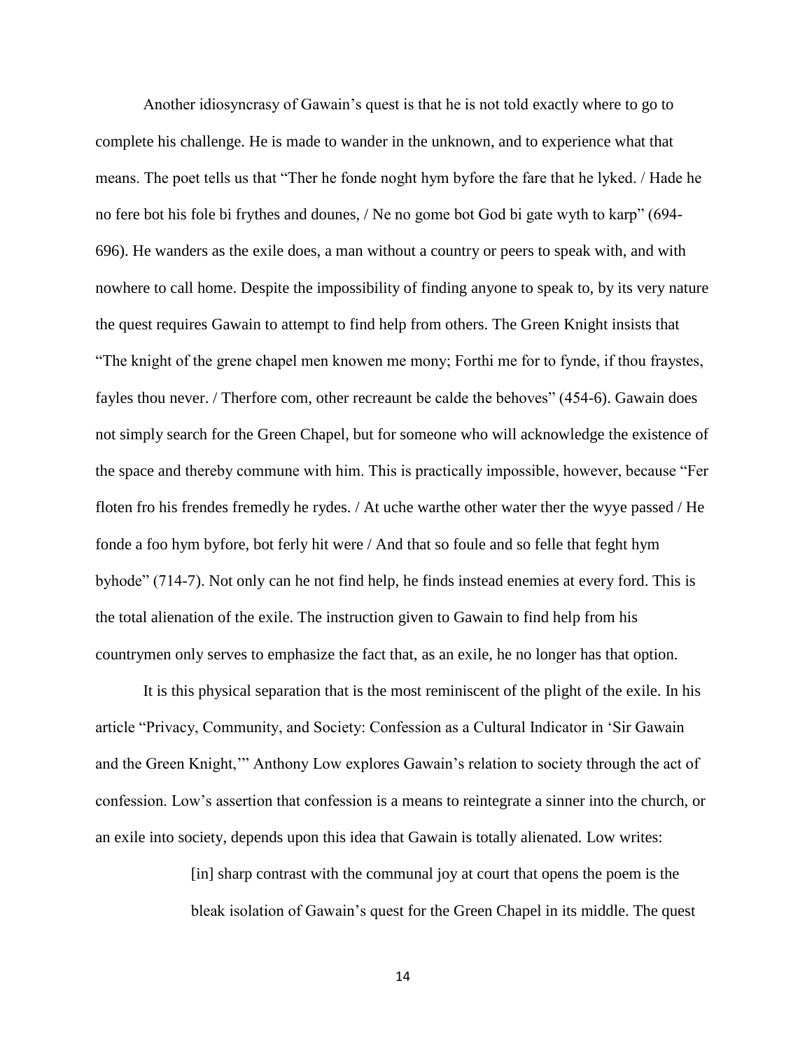Another idiosyncrasy of Gawain's quest is that he is not told exactly where to go to complete his challenge. He is made to wander in the unknown, and to experience what that means. The poet tells us that "Ther he fonde noght hym byfore the fare that he lyked. / Hade he no fere bot his fole bi frythes and dounes, / Ne no gome bot God bi gate wyth to karp" (694-696). He wanders as the exile does, a man without a country or peers to speak with, and with nowhere to call home. Despite the impossibility of finding anyone to speak to, by its very nature the quest requires Gawain to attempt to find help from others. The Green Knight insists that "The knight of the grene chapel men knowen me mony; Forthi me for to fynde, if thou fraystes, fayles thou never. / Therfore com, other recreaunt be calde the behoves" (454-6). Gawain does not simply search for the Green Chapel, but for someone who will acknowledge the existence of the space and thereby commune with him. This is practically impossible, however, because "Fer floten fro his frendes fremedly he rydes. / At uche warthe other water ther the wyye passed / He fonde a foo hym byfore, bot ferly hit were / And that so foule and so felle that feght hym byhode" (714-7). Not only can he not find help, he finds instead enemies at every ford. This is the total alienation of the exile. The instruction given to Gawain to find help from his countrymen only serves to emphasize the fact that, as an exile, he no longer has that option.

It is this physical separation that is the most reminiscent of the plight of the exile. In his article "Privacy, Community, and Society: Confession as a Cultural Indicator in 'Sir Gawain and the Green Knight,'" Anthony Low explores Gawain's relation to society through the act of confession. Low's assertion that confession is a means to reintegrate a sinner into the church, or an exile into society, depends upon this idea that Gawain is totally alienated. Low writes:

> [in] sharp contrast with the communal joy at court that opens the poem is the bleak isolation of Gawain's quest for the Green Chapel in its middle. The quest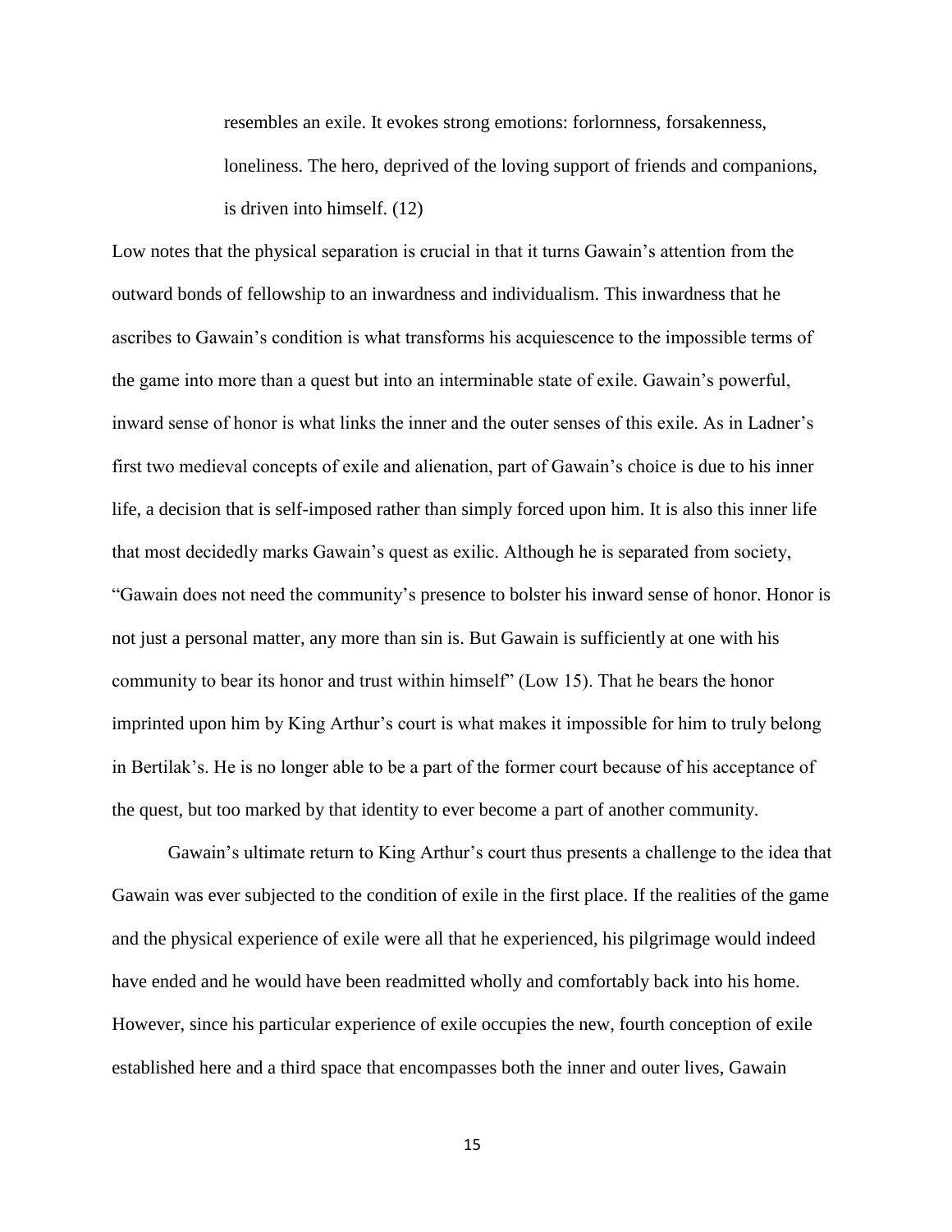> resembles an exile. It evokes strong emotions: forlornness, forsakenness, loneliness. The hero, deprived of the loving support of friends and companions, is driven into himself. (12)

Low notes that the physical separation is crucial in that it turns Gawain's attention from the outward bonds of fellowship to an inwardness and individualism. This inwardness that he ascribes to Gawain's condition is what transforms his acquiescence to the impossible terms of the game into more than a quest but into an interminable state of exile. Gawain's powerful, inward sense of honor is what links the inner and the outer senses of this exile. As in Ladner's first two medieval concepts of exile and alienation, part of Gawain's choice is due to his inner life, a decision that is self-imposed rather than simply forced upon him. It is also this inner life that most decidedly marks Gawain's quest as exilic. Although he is separated from society, "Gawain does not need the community's presence to bolster his inward sense of honor. Honor is not just a personal matter, any more than sin is. But Gawain is sufficiently at one with his community to bear its honor and trust within himself" (Low 15). That he bears the honor imprinted upon him by King Arthur's court is what makes it impossible for him to truly belong in Bertilak's. He is no longer able to be a part of the former court because of his acceptance of the quest, but too marked by that identity to ever become a part of another community.

Gawain's ultimate return to King Arthur's court thus presents a challenge to the idea that Gawain was ever subjected to the condition of exile in the first place. If the realities of the game and the physical experience of exile were all that he experienced, his pilgrimage would indeed have ended and he would have been readmitted wholly and comfortably back into his home. However, since his particular experience of exile occupies the new, fourth conception of exile established here and a third space that encompasses both the inner and outer lives, Gawain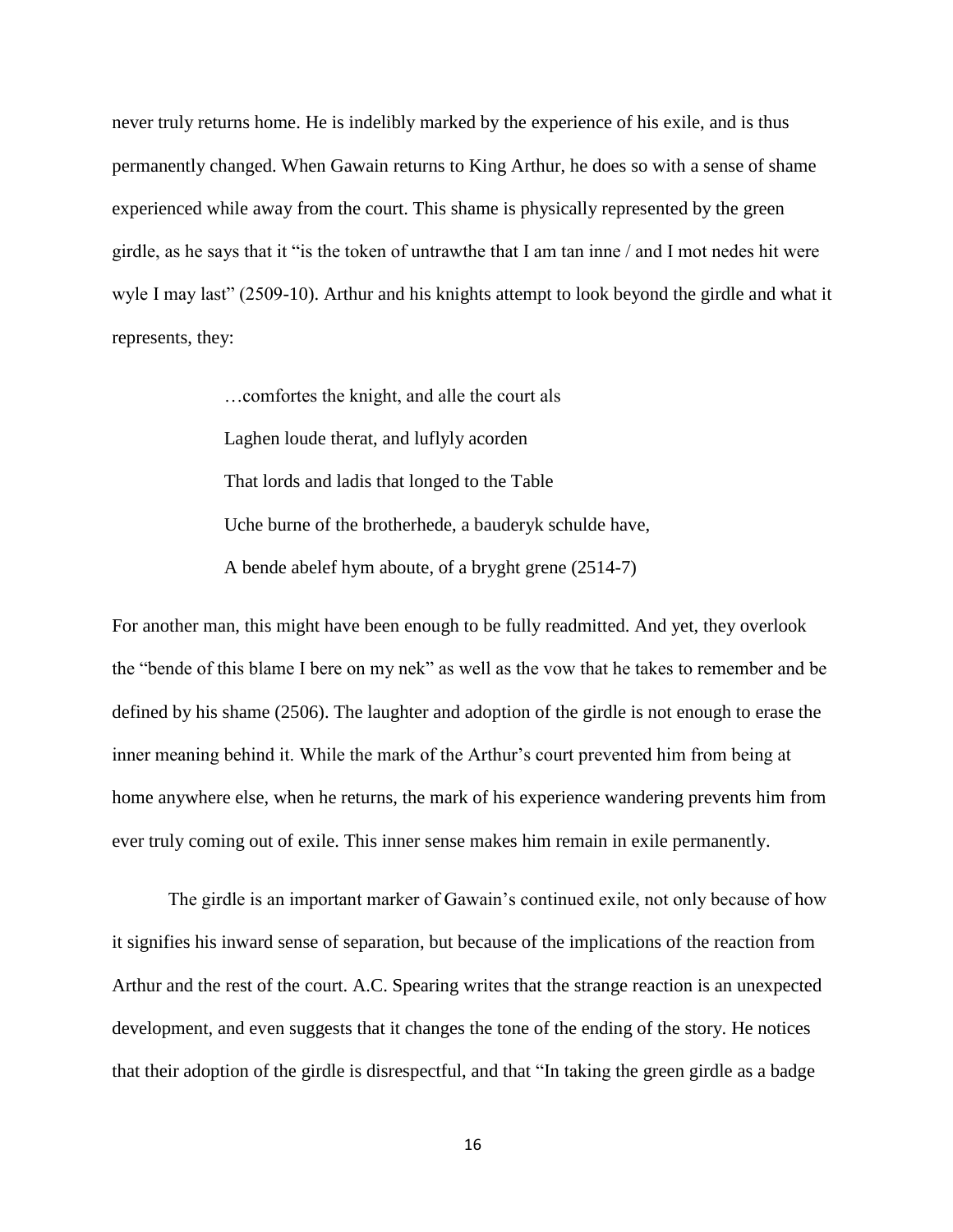never truly returns home. He is indelibly marked by the experience of his exile, and is thus permanently changed. When Gawain returns to King Arthur, he does so with a sense of shame experienced while away from the court. This shame is physically represented by the green girdle, as he says that it "is the token of untrawthe that I am tan inne / and I mot nedes hit were wyle I may last" (2509-10). Arthur and his knights attempt to look beyond the girdle and what it represents, they:

> …comfortes the knight, and alle the court als
> Laghen loude therat, and luflyly acorden
> That lords and ladis that longed to the Table
> Uche burne of the brotherhede, a bauderyk schulde have,
> A bende abelef hym aboute, of a bryght grene (2514-7)

For another man, this might have been enough to be fully readmitted. And yet, they overlook the "bende of this blame I bere on my nek" as well as the vow that he takes to remember and be defined by his shame (2506). The laughter and adoption of the girdle is not enough to erase the inner meaning behind it. While the mark of the Arthur's court prevented him from being at home anywhere else, when he returns, the mark of his experience wandering prevents him from ever truly coming out of exile. This inner sense makes him remain in exile permanently.

The girdle is an important marker of Gawain's continued exile, not only because of how it signifies his inward sense of separation, but because of the implications of the reaction from Arthur and the rest of the court. A.C. Spearing writes that the strange reaction is an unexpected development, and even suggests that it changes the tone of the ending of the story. He notices that their adoption of the girdle is disrespectful, and that "In taking the green girdle as a badge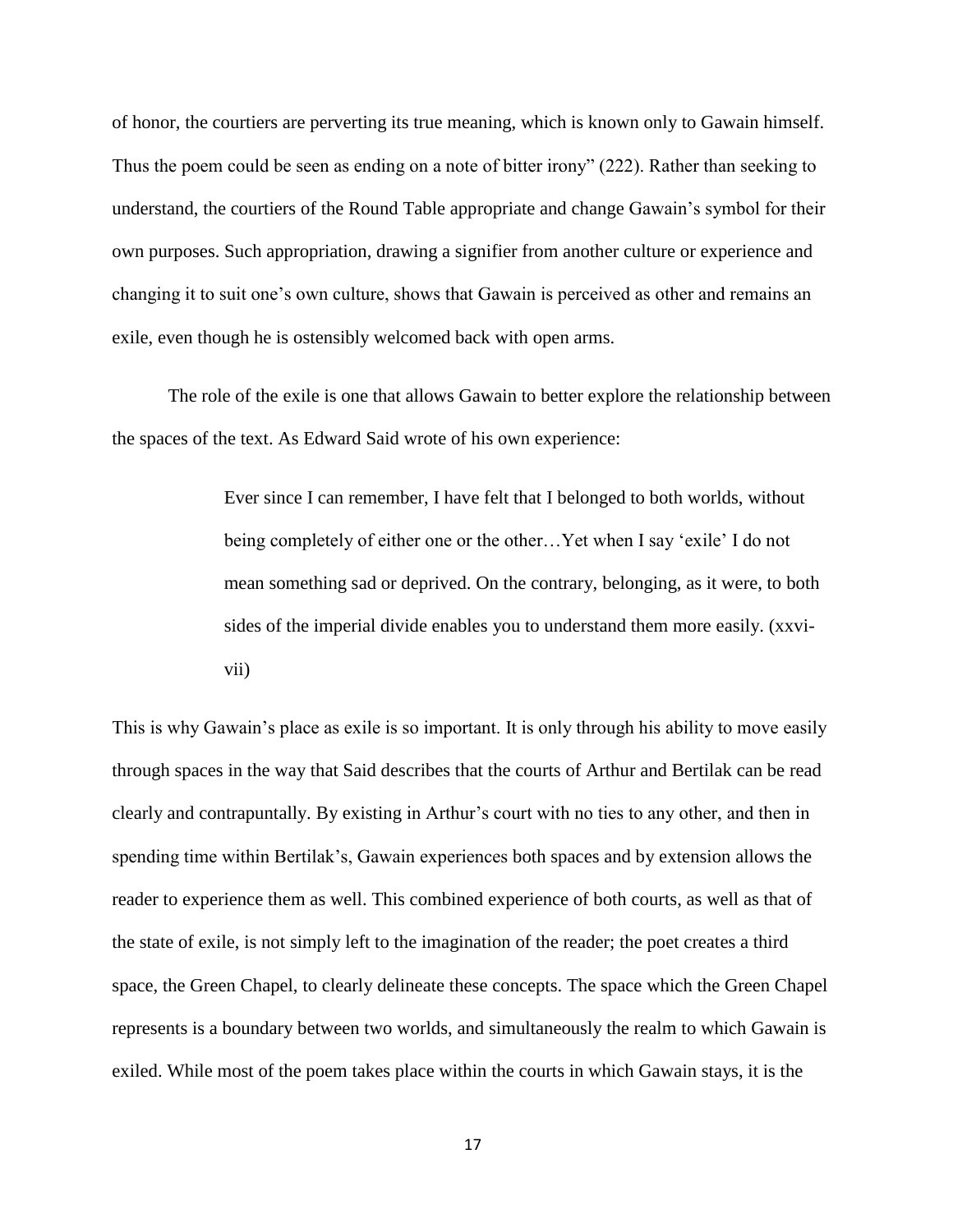of honor, the courtiers are perverting its true meaning, which is known only to Gawain himself. Thus the poem could be seen as ending on a note of bitter irony" (222). Rather than seeking to understand, the courtiers of the Round Table appropriate and change Gawain's symbol for their own purposes. Such appropriation, drawing a signifier from another culture or experience and changing it to suit one's own culture, shows that Gawain is perceived as other and remains an exile, even though he is ostensibly welcomed back with open arms.

The role of the exile is one that allows Gawain to better explore the relationship between the spaces of the text. As Edward Said wrote of his own experience:

> Ever since I can remember, I have felt that I belonged to both worlds, without being completely of either one or the other…Yet when I say 'exile' I do not mean something sad or deprived. On the contrary, belonging, as it were, to both sides of the imperial divide enables you to understand them more easily. (xxvi-vii)

This is why Gawain's place as exile is so important. It is only through his ability to move easily through spaces in the way that Said describes that the courts of Arthur and Bertilak can be read clearly and contrapuntally. By existing in Arthur's court with no ties to any other, and then in spending time within Bertilak's, Gawain experiences both spaces and by extension allows the reader to experience them as well. This combined experience of both courts, as well as that of the state of exile, is not simply left to the imagination of the reader; the poet creates a third space, the Green Chapel, to clearly delineate these concepts. The space which the Green Chapel represents is a boundary between two worlds, and simultaneously the realm to which Gawain is exiled. While most of the poem takes place within the courts in which Gawain stays, it is the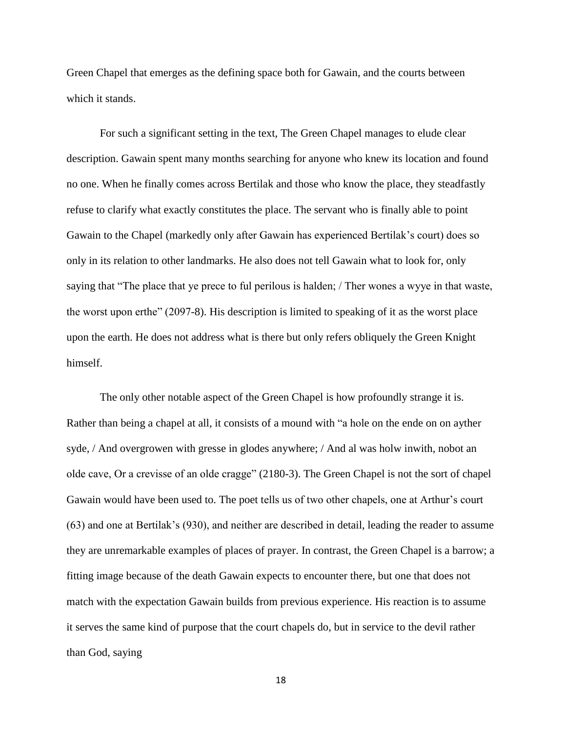Green Chapel that emerges as the defining space both for Gawain, and the courts between which it stands.

For such a significant setting in the text, The Green Chapel manages to elude clear description. Gawain spent many months searching for anyone who knew its location and found no one. When he finally comes across Bertilak and those who know the place, they steadfastly refuse to clarify what exactly constitutes the place. The servant who is finally able to point Gawain to the Chapel (markedly only after Gawain has experienced Bertilak's court) does so only in its relation to other landmarks. He also does not tell Gawain what to look for, only saying that "The place that ye prece to ful perilous is halden; / Ther wones a wyye in that waste, the worst upon erthe" (2097-8). His description is limited to speaking of it as the worst place upon the earth. He does not address what is there but only refers obliquely the Green Knight himself.

The only other notable aspect of the Green Chapel is how profoundly strange it is. Rather than being a chapel at all, it consists of a mound with "a hole on the ende on on ayther syde, / And overgrowen with gresse in glodes anywhere; / And al was holw inwith, nobot an olde cave, Or a crevisse of an olde cragge" (2180-3). The Green Chapel is not the sort of chapel Gawain would have been used to. The poet tells us of two other chapels, one at Arthur's court (63) and one at Bertilak's (930), and neither are described in detail, leading the reader to assume they are unremarkable examples of places of prayer. In contrast, the Green Chapel is a barrow; a fitting image because of the death Gawain expects to encounter there, but one that does not match with the expectation Gawain builds from previous experience. His reaction is to assume it serves the same kind of purpose that the court chapels do, but in service to the devil rather than God, saying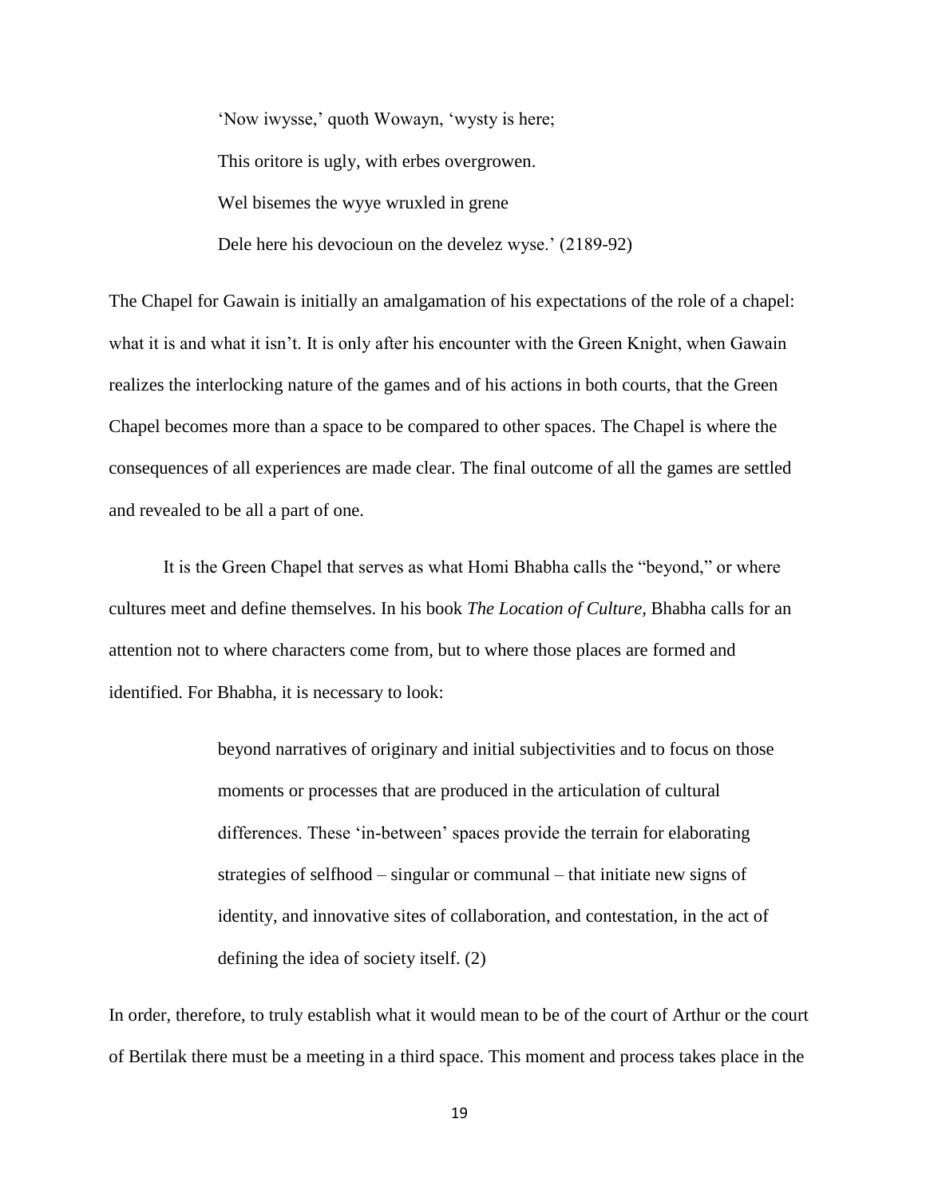> 'Now iwysse,' quoth Wowayn, 'wysty is here;
>
> This oritore is ugly, with erbes overgrowen.
>
> Wel bisemes the wyye wruxled in grene
>
> Dele here his devocioun on the develez wyse.' (2189-92)

The Chapel for Gawain is initially an amalgamation of his expectations of the role of a chapel: what it is and what it isn't. It is only after his encounter with the Green Knight, when Gawain realizes the interlocking nature of the games and of his actions in both courts, that the Green Chapel becomes more than a space to be compared to other spaces. The Chapel is where the consequences of all experiences are made clear. The final outcome of all the games are settled and revealed to be all a part of one.

It is the Green Chapel that serves as what Homi Bhabha calls the "beyond," or where cultures meet and define themselves. In his book *The Location of Culture,* Bhabha calls for an attention not to where characters come from, but to where those places are formed and identified. For Bhabha, it is necessary to look:

> beyond narratives of originary and initial subjectivities and to focus on those moments or processes that are produced in the articulation of cultural differences. These 'in-between' spaces provide the terrain for elaborating strategies of selfhood – singular or communal – that initiate new signs of identity, and innovative sites of collaboration, and contestation, in the act of defining the idea of society itself. (2)

In order, therefore, to truly establish what it would mean to be of the court of Arthur or the court of Bertilak there must be a meeting in a third space. This moment and process takes place in the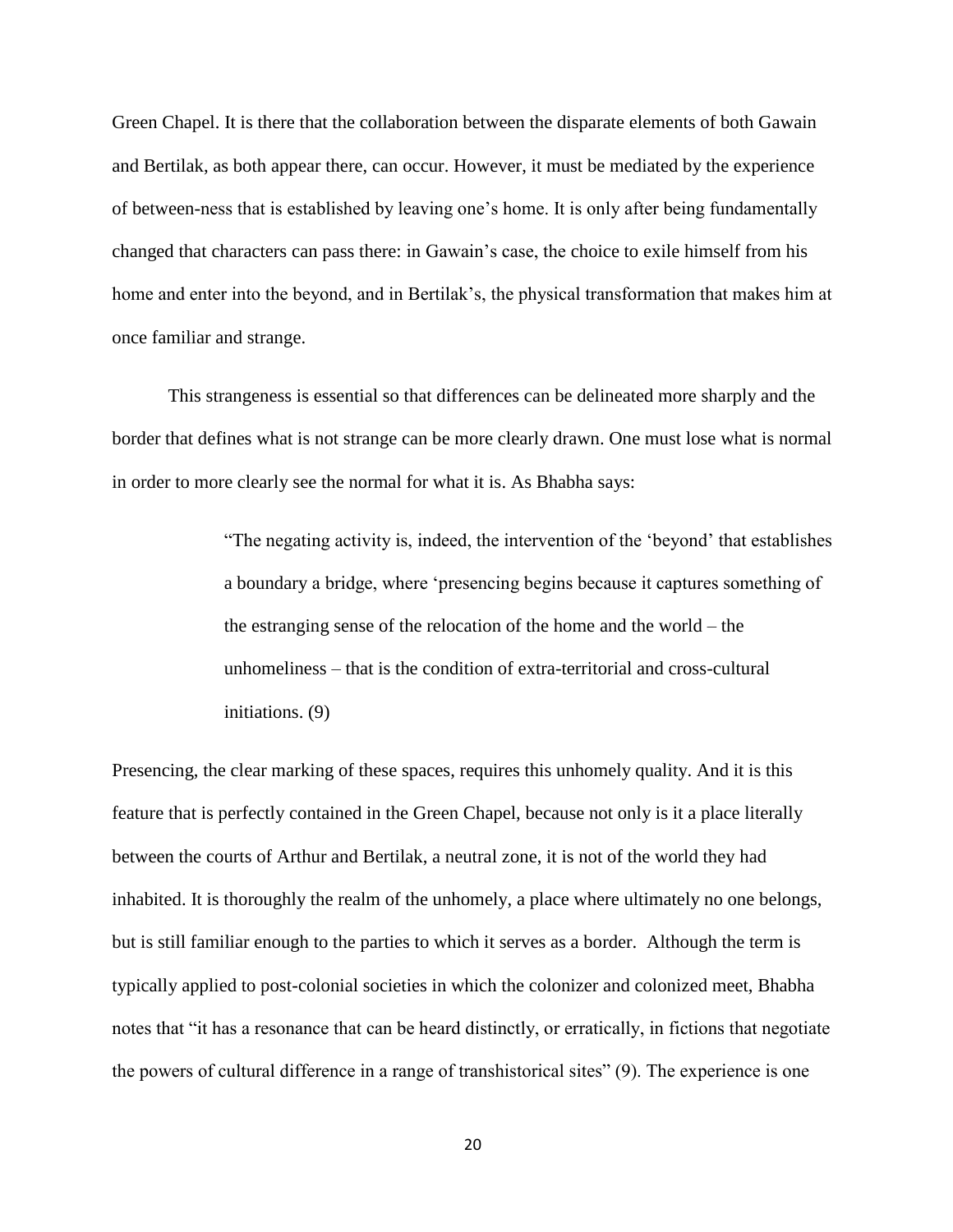Green Chapel. It is there that the collaboration between the disparate elements of both Gawain and Bertilak, as both appear there, can occur. However, it must be mediated by the experience of between-ness that is established by leaving one's home. It is only after being fundamentally changed that characters can pass there: in Gawain's case, the choice to exile himself from his home and enter into the beyond, and in Bertilak's, the physical transformation that makes him at once familiar and strange.

This strangeness is essential so that differences can be delineated more sharply and the border that defines what is not strange can be more clearly drawn. One must lose what is normal in order to more clearly see the normal for what it is. As Bhabha says:

> "The negating activity is, indeed, the intervention of the 'beyond' that establishes a boundary a bridge, where 'presencing begins because it captures something of the estranging sense of the relocation of the home and the world – the unhomeliness – that is the condition of extra-territorial and cross-cultural initiations. (9)

Presencing, the clear marking of these spaces, requires this unhomely quality. And it is this feature that is perfectly contained in the Green Chapel, because not only is it a place literally between the courts of Arthur and Bertilak, a neutral zone, it is not of the world they had inhabited. It is thoroughly the realm of the unhomely, a place where ultimately no one belongs, but is still familiar enough to the parties to which it serves as a border. Although the term is typically applied to post-colonial societies in which the colonizer and colonized meet, Bhabha notes that "it has a resonance that can be heard distinctly, or erratically, in fictions that negotiate the powers of cultural difference in a range of transhistorical sites" (9). The experience is one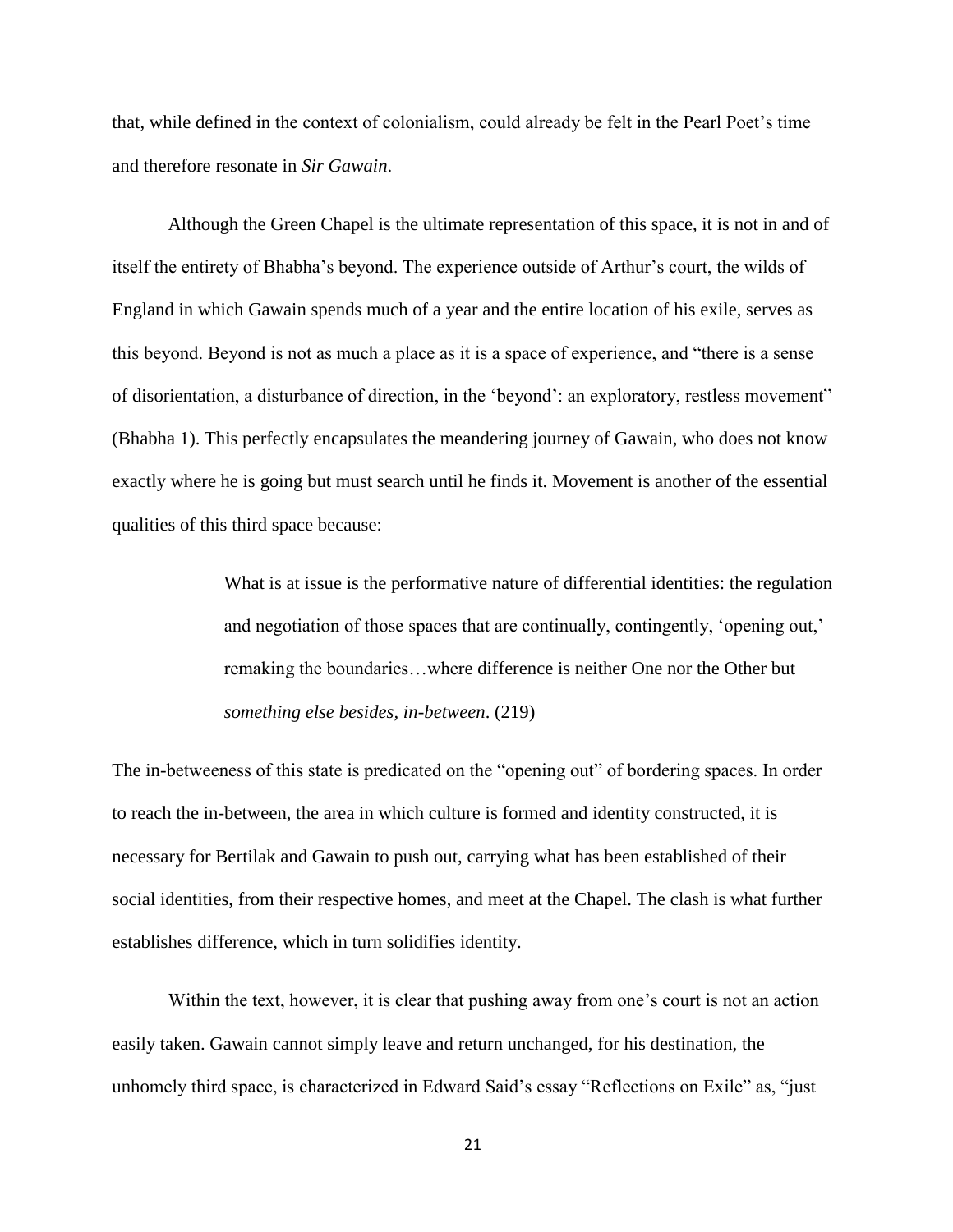that, while defined in the context of colonialism, could already be felt in the Pearl Poet's time and therefore resonate in *Sir Gawain*.

Although the Green Chapel is the ultimate representation of this space, it is not in and of itself the entirety of Bhabha's beyond. The experience outside of Arthur's court, the wilds of England in which Gawain spends much of a year and the entire location of his exile, serves as this beyond. Beyond is not as much a place as it is a space of experience, and "there is a sense of disorientation, a disturbance of direction, in the 'beyond': an exploratory, restless movement" (Bhabha 1). This perfectly encapsulates the meandering journey of Gawain, who does not know exactly where he is going but must search until he finds it. Movement is another of the essential qualities of this third space because:

> What is at issue is the performative nature of differential identities: the regulation and negotiation of those spaces that are continually, contingently, 'opening out,' remaking the boundaries…where difference is neither One nor the Other but *something else besides, in-between*. (219)

The in-betweeness of this state is predicated on the "opening out" of bordering spaces. In order to reach the in-between, the area in which culture is formed and identity constructed, it is necessary for Bertilak and Gawain to push out, carrying what has been established of their social identities, from their respective homes, and meet at the Chapel. The clash is what further establishes difference, which in turn solidifies identity.

Within the text, however, it is clear that pushing away from one's court is not an action easily taken. Gawain cannot simply leave and return unchanged, for his destination, the unhomely third space, is characterized in Edward Said's essay "Reflections on Exile" as, "just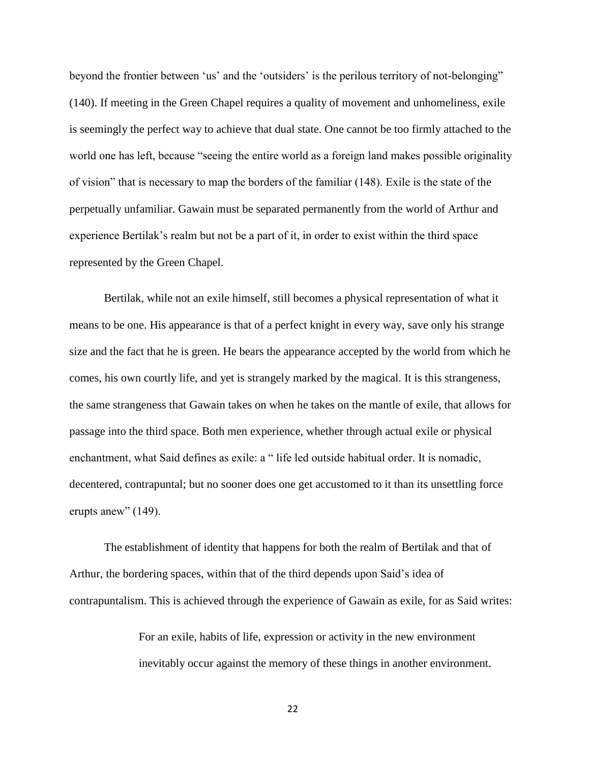beyond the frontier between 'us' and the 'outsiders' is the perilous territory of not-belonging" (140). If meeting in the Green Chapel requires a quality of movement and unhomeliness, exile is seemingly the perfect way to achieve that dual state. One cannot be too firmly attached to the world one has left, because "seeing the entire world as a foreign land makes possible originality of vision" that is necessary to map the borders of the familiar (148). Exile is the state of the perpetually unfamiliar. Gawain must be separated permanently from the world of Arthur and experience Bertilak's realm but not be a part of it, in order to exist within the third space represented by the Green Chapel.

Bertilak, while not an exile himself, still becomes a physical representation of what it means to be one. His appearance is that of a perfect knight in every way, save only his strange size and the fact that he is green. He bears the appearance accepted by the world from which he comes, his own courtly life, and yet is strangely marked by the magical. It is this strangeness, the same strangeness that Gawain takes on when he takes on the mantle of exile, that allows for passage into the third space. Both men experience, whether through actual exile or physical enchantment, what Said defines as exile: a " life led outside habitual order. It is nomadic, decentered, contrapuntal; but no sooner does one get accustomed to it than its unsettling force erupts anew" (149).

The establishment of identity that happens for both the realm of Bertilak and that of Arthur, the bordering spaces, within that of the third depends upon Said's idea of contrapuntalism. This is achieved through the experience of Gawain as exile, for as Said writes:

> For an exile, habits of life, expression or activity in the new environment inevitably occur against the memory of these things in another environment.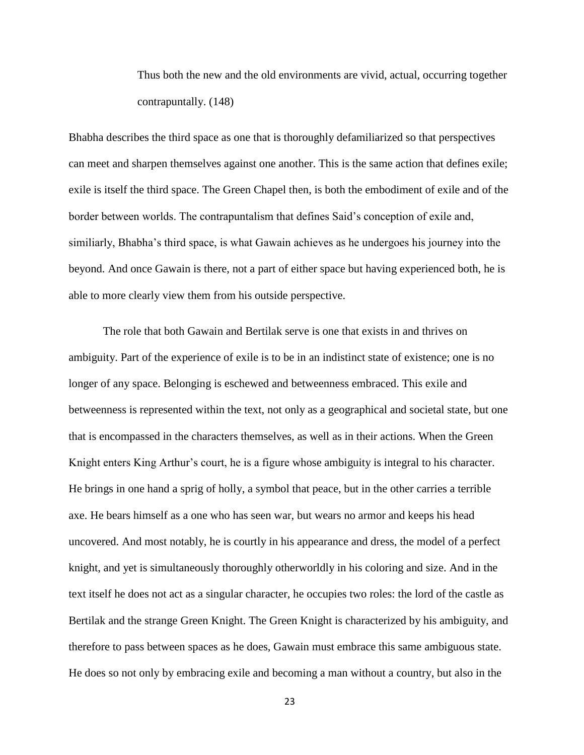> Thus both the new and the old environments are vivid, actual, occurring together contrapuntally. (148)

Bhabha describes the third space as one that is thoroughly defamiliarized so that perspectives can meet and sharpen themselves against one another. This is the same action that defines exile; exile is itself the third space. The Green Chapel then, is both the embodiment of exile and of the border between worlds. The contrapuntalism that defines Said's conception of exile and, similiarly, Bhabha's third space, is what Gawain achieves as he undergoes his journey into the beyond. And once Gawain is there, not a part of either space but having experienced both, he is able to more clearly view them from his outside perspective.

The role that both Gawain and Bertilak serve is one that exists in and thrives on ambiguity. Part of the experience of exile is to be in an indistinct state of existence; one is no longer of any space. Belonging is eschewed and betweenness embraced. This exile and betweenness is represented within the text, not only as a geographical and societal state, but one that is encompassed in the characters themselves, as well as in their actions. When the Green Knight enters King Arthur's court, he is a figure whose ambiguity is integral to his character. He brings in one hand a sprig of holly, a symbol that peace, but in the other carries a terrible axe. He bears himself as a one who has seen war, but wears no armor and keeps his head uncovered. And most notably, he is courtly in his appearance and dress, the model of a perfect knight, and yet is simultaneously thoroughly otherworldly in his coloring and size. And in the text itself he does not act as a singular character, he occupies two roles: the lord of the castle as Bertilak and the strange Green Knight. The Green Knight is characterized by his ambiguity, and therefore to pass between spaces as he does, Gawain must embrace this same ambiguous state. He does so not only by embracing exile and becoming a man without a country, but also in the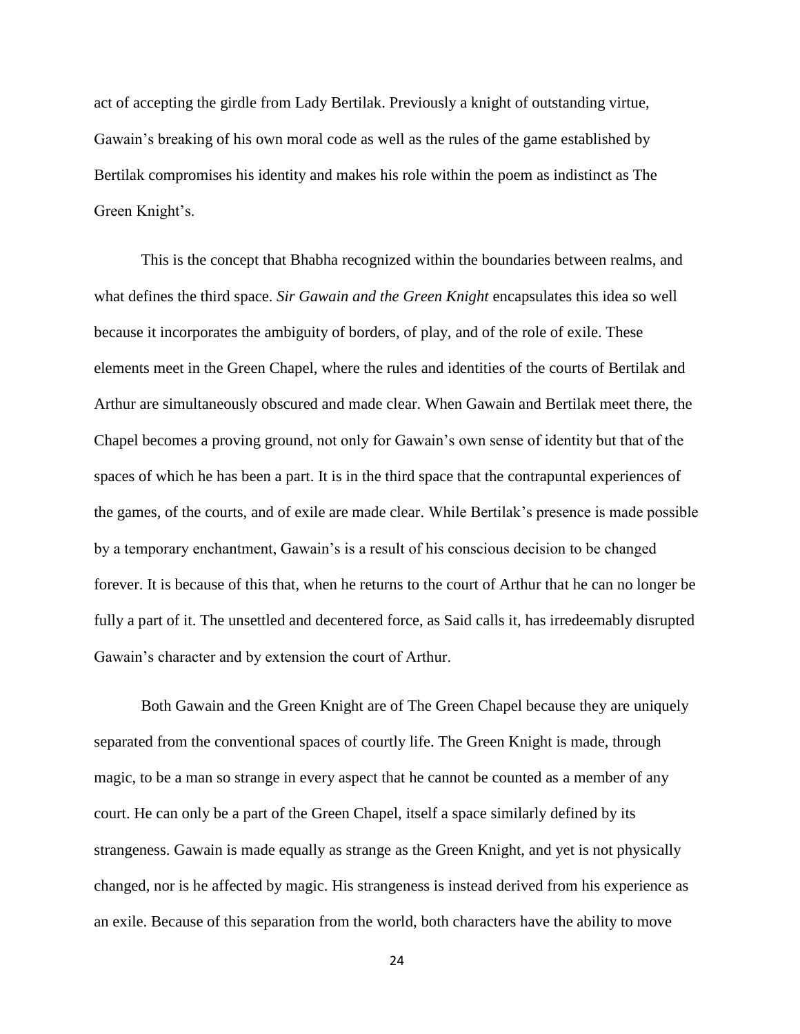act of accepting the girdle from Lady Bertilak. Previously a knight of outstanding virtue, Gawain's breaking of his own moral code as well as the rules of the game established by Bertilak compromises his identity and makes his role within the poem as indistinct as The Green Knight's.

This is the concept that Bhabha recognized within the boundaries between realms, and what defines the third space. *Sir Gawain and the Green Knight* encapsulates this idea so well because it incorporates the ambiguity of borders, of play, and of the role of exile. These elements meet in the Green Chapel, where the rules and identities of the courts of Bertilak and Arthur are simultaneously obscured and made clear. When Gawain and Bertilak meet there, the Chapel becomes a proving ground, not only for Gawain's own sense of identity but that of the spaces of which he has been a part. It is in the third space that the contrapuntal experiences of the games, of the courts, and of exile are made clear. While Bertilak's presence is made possible by a temporary enchantment, Gawain's is a result of his conscious decision to be changed forever. It is because of this that, when he returns to the court of Arthur that he can no longer be fully a part of it. The unsettled and decentered force, as Said calls it, has irredeemably disrupted Gawain's character and by extension the court of Arthur.

Both Gawain and the Green Knight are of The Green Chapel because they are uniquely separated from the conventional spaces of courtly life. The Green Knight is made, through magic, to be a man so strange in every aspect that he cannot be counted as a member of any court. He can only be a part of the Green Chapel, itself a space similarly defined by its strangeness. Gawain is made equally as strange as the Green Knight, and yet is not physically changed, nor is he affected by magic. His strangeness is instead derived from his experience as an exile. Because of this separation from the world, both characters have the ability to move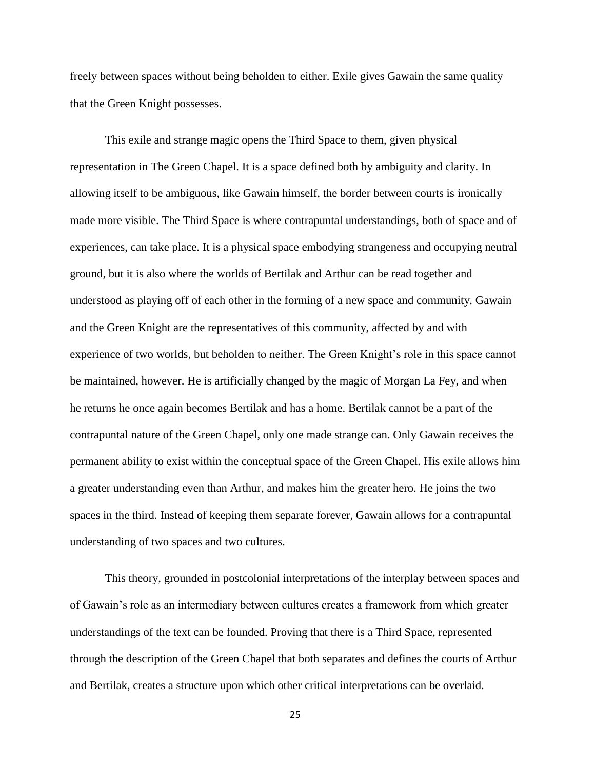freely between spaces without being beholden to either. Exile gives Gawain the same quality that the Green Knight possesses.

This exile and strange magic opens the Third Space to them, given physical representation in The Green Chapel. It is a space defined both by ambiguity and clarity. In allowing itself to be ambiguous, like Gawain himself, the border between courts is ironically made more visible. The Third Space is where contrapuntal understandings, both of space and of experiences, can take place. It is a physical space embodying strangeness and occupying neutral ground, but it is also where the worlds of Bertilak and Arthur can be read together and understood as playing off of each other in the forming of a new space and community. Gawain and the Green Knight are the representatives of this community, affected by and with experience of two worlds, but beholden to neither. The Green Knight's role in this space cannot be maintained, however. He is artificially changed by the magic of Morgan La Fey, and when he returns he once again becomes Bertilak and has a home. Bertilak cannot be a part of the contrapuntal nature of the Green Chapel, only one made strange can. Only Gawain receives the permanent ability to exist within the conceptual space of the Green Chapel. His exile allows him a greater understanding even than Arthur, and makes him the greater hero. He joins the two spaces in the third. Instead of keeping them separate forever, Gawain allows for a contrapuntal understanding of two spaces and two cultures.

This theory, grounded in postcolonial interpretations of the interplay between spaces and of Gawain's role as an intermediary between cultures creates a framework from which greater understandings of the text can be founded. Proving that there is a Third Space, represented through the description of the Green Chapel that both separates and defines the courts of Arthur and Bertilak, creates a structure upon which other critical interpretations can be overlaid.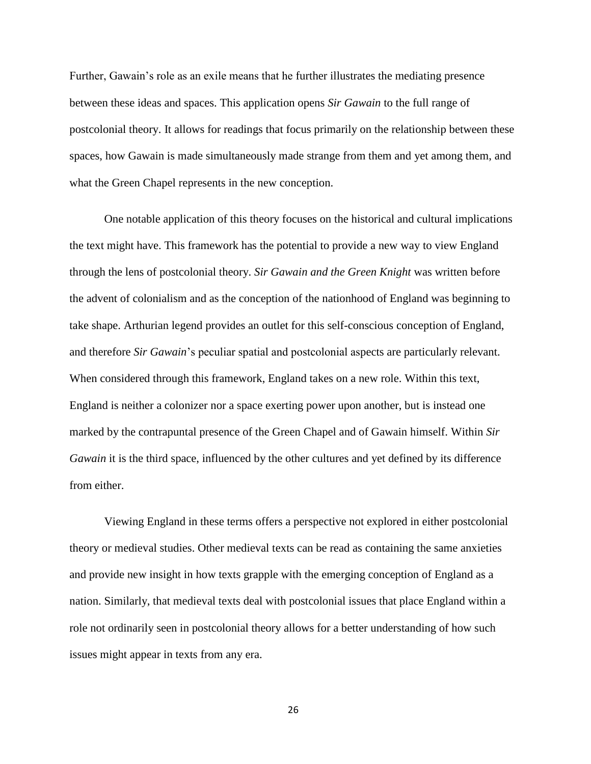Further, Gawain's role as an exile means that he further illustrates the mediating presence between these ideas and spaces. This application opens *Sir Gawain* to the full range of postcolonial theory. It allows for readings that focus primarily on the relationship between these spaces, how Gawain is made simultaneously made strange from them and yet among them, and what the Green Chapel represents in the new conception.

One notable application of this theory focuses on the historical and cultural implications the text might have. This framework has the potential to provide a new way to view England through the lens of postcolonial theory. *Sir Gawain and the Green Knight* was written before the advent of colonialism and as the conception of the nationhood of England was beginning to take shape. Arthurian legend provides an outlet for this self-conscious conception of England, and therefore *Sir Gawain*'s peculiar spatial and postcolonial aspects are particularly relevant. When considered through this framework, England takes on a new role. Within this text, England is neither a colonizer nor a space exerting power upon another, but is instead one marked by the contrapuntal presence of the Green Chapel and of Gawain himself. Within *Sir Gawain* it is the third space, influenced by the other cultures and yet defined by its difference from either.

Viewing England in these terms offers a perspective not explored in either postcolonial theory or medieval studies. Other medieval texts can be read as containing the same anxieties and provide new insight in how texts grapple with the emerging conception of England as a nation. Similarly, that medieval texts deal with postcolonial issues that place England within a role not ordinarily seen in postcolonial theory allows for a better understanding of how such issues might appear in texts from any era.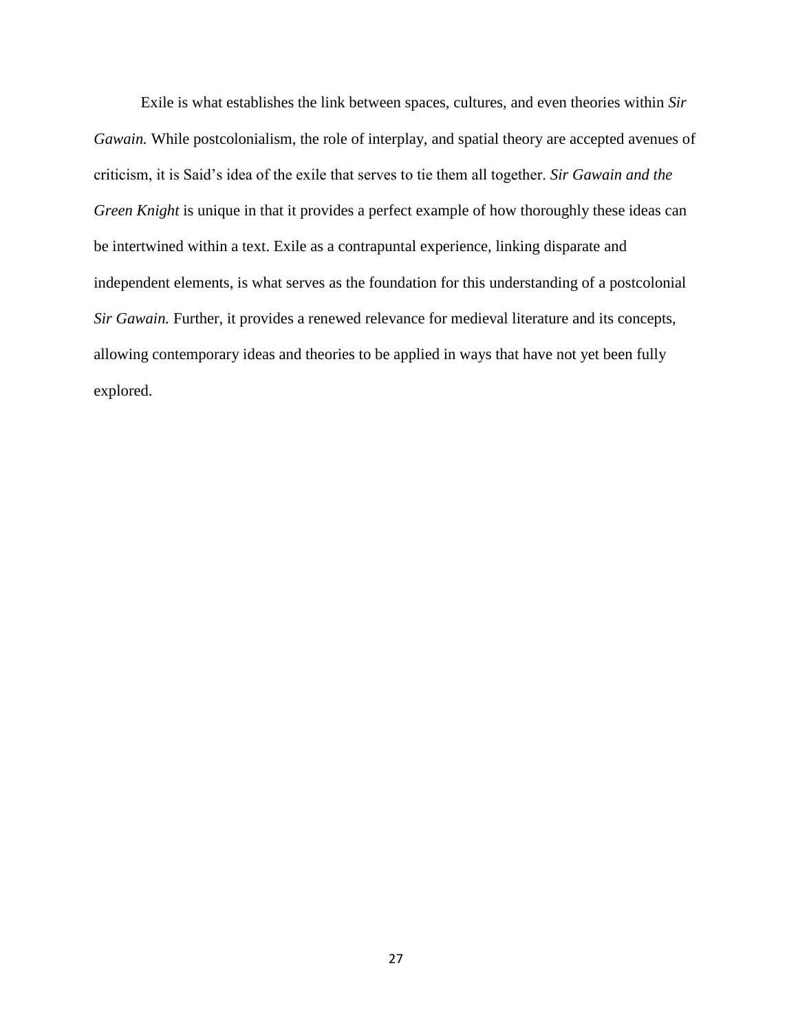Exile is what establishes the link between spaces, cultures, and even theories within *Sir Gawain.* While postcolonialism, the role of interplay, and spatial theory are accepted avenues of criticism, it is Said's idea of the exile that serves to tie them all together. *Sir Gawain and the Green Knight* is unique in that it provides a perfect example of how thoroughly these ideas can be intertwined within a text. Exile as a contrapuntal experience, linking disparate and independent elements, is what serves as the foundation for this understanding of a postcolonial *Sir Gawain.* Further, it provides a renewed relevance for medieval literature and its concepts, allowing contemporary ideas and theories to be applied in ways that have not yet been fully explored.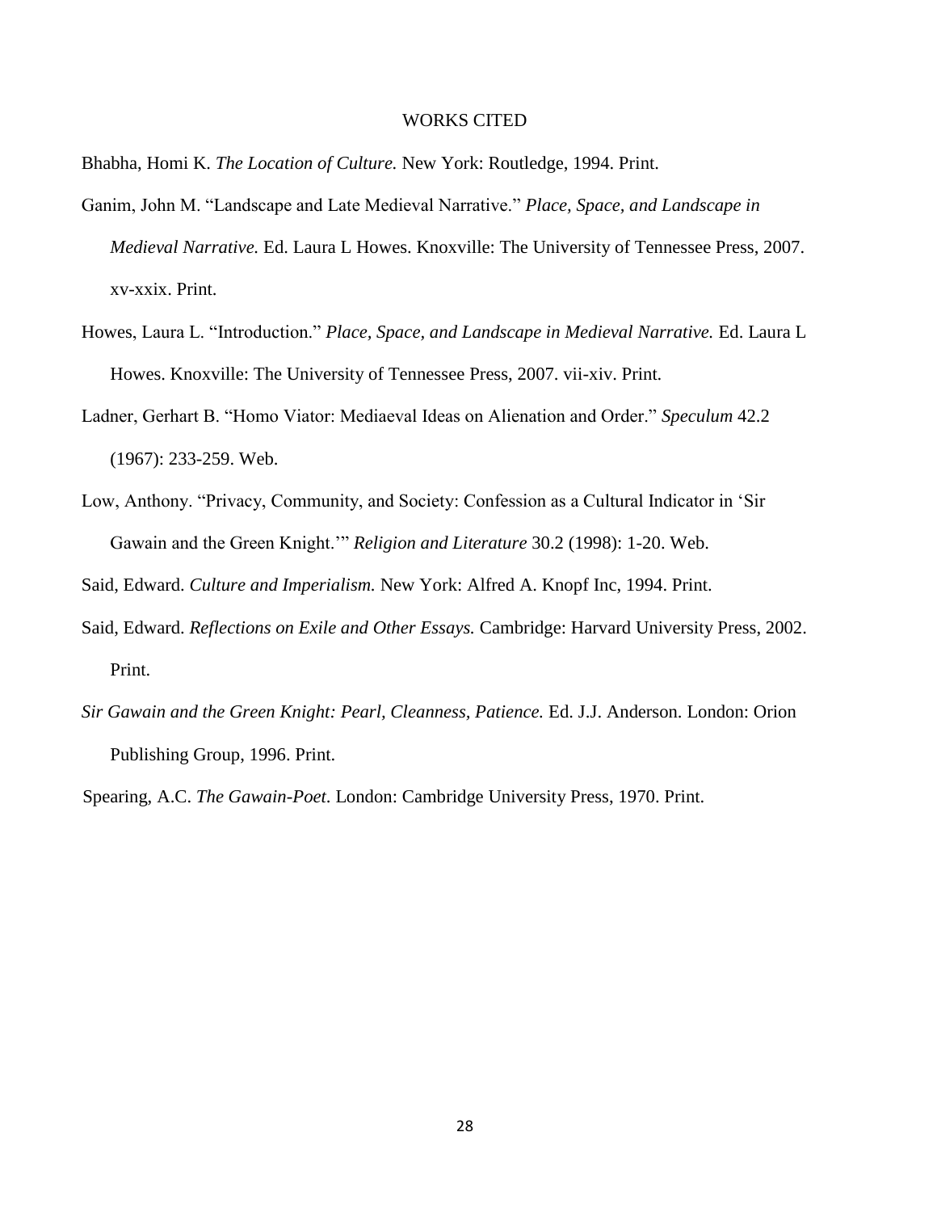# WORKS CITED

Bhabha, Homi K. *The Location of Culture.* New York: Routledge, 1994. Print.

Ganim, John M. "Landscape and Late Medieval Narrative." *Place, Space, and Landscape in Medieval Narrative.* Ed. Laura L Howes. Knoxville: The University of Tennessee Press, 2007. xv-xxix. Print.

Howes, Laura L. "Introduction." *Place, Space, and Landscape in Medieval Narrative.* Ed. Laura L Howes. Knoxville: The University of Tennessee Press, 2007. vii-xiv. Print.

Ladner, Gerhart B. "Homo Viator: Mediaeval Ideas on Alienation and Order." *Speculum* 42.2 (1967): 233-259. Web.

Low, Anthony. "Privacy, Community, and Society: Confession as a Cultural Indicator in 'Sir Gawain and the Green Knight.'" *Religion and Literature* 30.2 (1998): 1-20. Web.

Said, Edward. *Culture and Imperialism.* New York: Alfred A. Knopf Inc, 1994. Print.

Said, Edward. *Reflections on Exile and Other Essays.* Cambridge: Harvard University Press, 2002. Print.

*Sir Gawain and the Green Knight: Pearl, Cleanness, Patience.* Ed. J.J. Anderson. London: Orion Publishing Group, 1996. Print.

Spearing, A.C. *The Gawain-Poet*. London: Cambridge University Press, 1970. Print.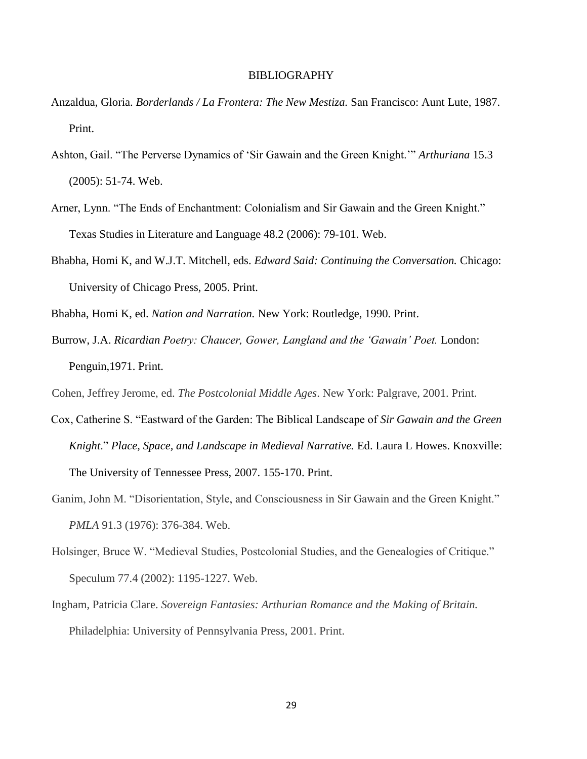# BIBLIOGRAPHY

Anzaldua, Gloria. *Borderlands / La Frontera: The New Mestiza.* San Francisco: Aunt Lute, 1987. Print.

Ashton, Gail. "The Perverse Dynamics of 'Sir Gawain and the Green Knight.'" *Arthuriana* 15.3 (2005): 51-74. Web.

Arner, Lynn. "The Ends of Enchantment: Colonialism and Sir Gawain and the Green Knight." Texas Studies in Literature and Language 48.2 (2006): 79-101. Web.

Bhabha, Homi K, and W.J.T. Mitchell, eds. *Edward Said: Continuing the Conversation.* Chicago: University of Chicago Press, 2005. Print.

Bhabha, Homi K, ed. *Nation and Narration.* New York: Routledge, 1990. Print.

Burrow, J.A. *Ricardian Poetry: Chaucer, Gower, Langland and the 'Gawain' Poet.* London: Penguin,1971. Print.

Cohen, Jeffrey Jerome, ed. *The Postcolonial Middle Ages*. New York: Palgrave, 2001. Print.

Cox, Catherine S. "Eastward of the Garden: The Biblical Landscape of *Sir Gawain and the Green Knight*." *Place, Space, and Landscape in Medieval Narrative.* Ed. Laura L Howes. Knoxville: The University of Tennessee Press, 2007. 155-170. Print.

Ganim, John M. "Disorientation, Style, and Consciousness in Sir Gawain and the Green Knight." *PMLA* 91.3 (1976): 376-384. Web.

Holsinger, Bruce W. "Medieval Studies, Postcolonial Studies, and the Genealogies of Critique." Speculum 77.4 (2002): 1195-1227. Web.

Ingham, Patricia Clare. *Sovereign Fantasies: Arthurian Romance and the Making of Britain.* Philadelphia: University of Pennsylvania Press, 2001. Print.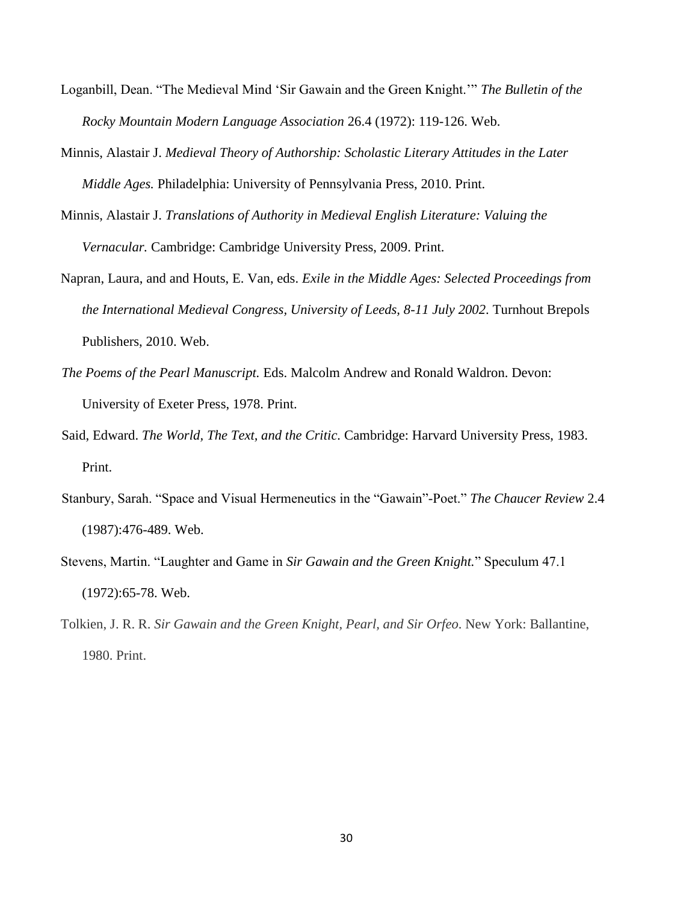Loganbill, Dean. "The Medieval Mind 'Sir Gawain and the Green Knight.'" *The Bulletin of the Rocky Mountain Modern Language Association* 26.4 (1972): 119-126. Web.

Minnis, Alastair J. *Medieval Theory of Authorship: Scholastic Literary Attitudes in the Later Middle Ages.* Philadelphia: University of Pennsylvania Press, 2010. Print.

Minnis, Alastair J. *Translations of Authority in Medieval English Literature: Valuing the Vernacular.* Cambridge: Cambridge University Press, 2009. Print.

Napran, Laura, and and Houts, E. Van, eds. *Exile in the Middle Ages: Selected Proceedings from the International Medieval Congress, University of Leeds, 8-11 July 2002*. Turnhout Brepols Publishers, 2010. Web.

*The Poems of the Pearl Manuscript.* Eds. Malcolm Andrew and Ronald Waldron. Devon: University of Exeter Press, 1978. Print.

Said, Edward. *The World, The Text, and the Critic.* Cambridge: Harvard University Press, 1983. Print.

Stanbury, Sarah. "Space and Visual Hermeneutics in the "Gawain"-Poet." *The Chaucer Review* 2.4 (1987):476-489. Web.

Stevens, Martin. "Laughter and Game in *Sir Gawain and the Green Knight.*" Speculum 47.1 (1972):65-78. Web.

Tolkien, J. R. R. *Sir Gawain and the Green Knight, Pearl, and Sir Orfeo*. New York: Ballantine, 1980. Print.